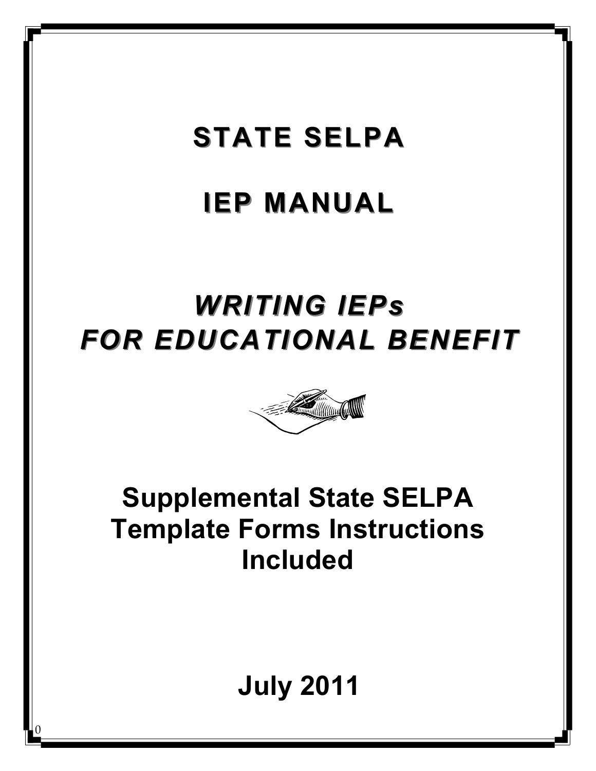# STATE SELPA

# IEP MANUAL

## *WRITING IEPs FOR EDUCATIONAL BENEFIT*

**Supplemental State SELPA Template Forms Instructions Included**

**July 2011**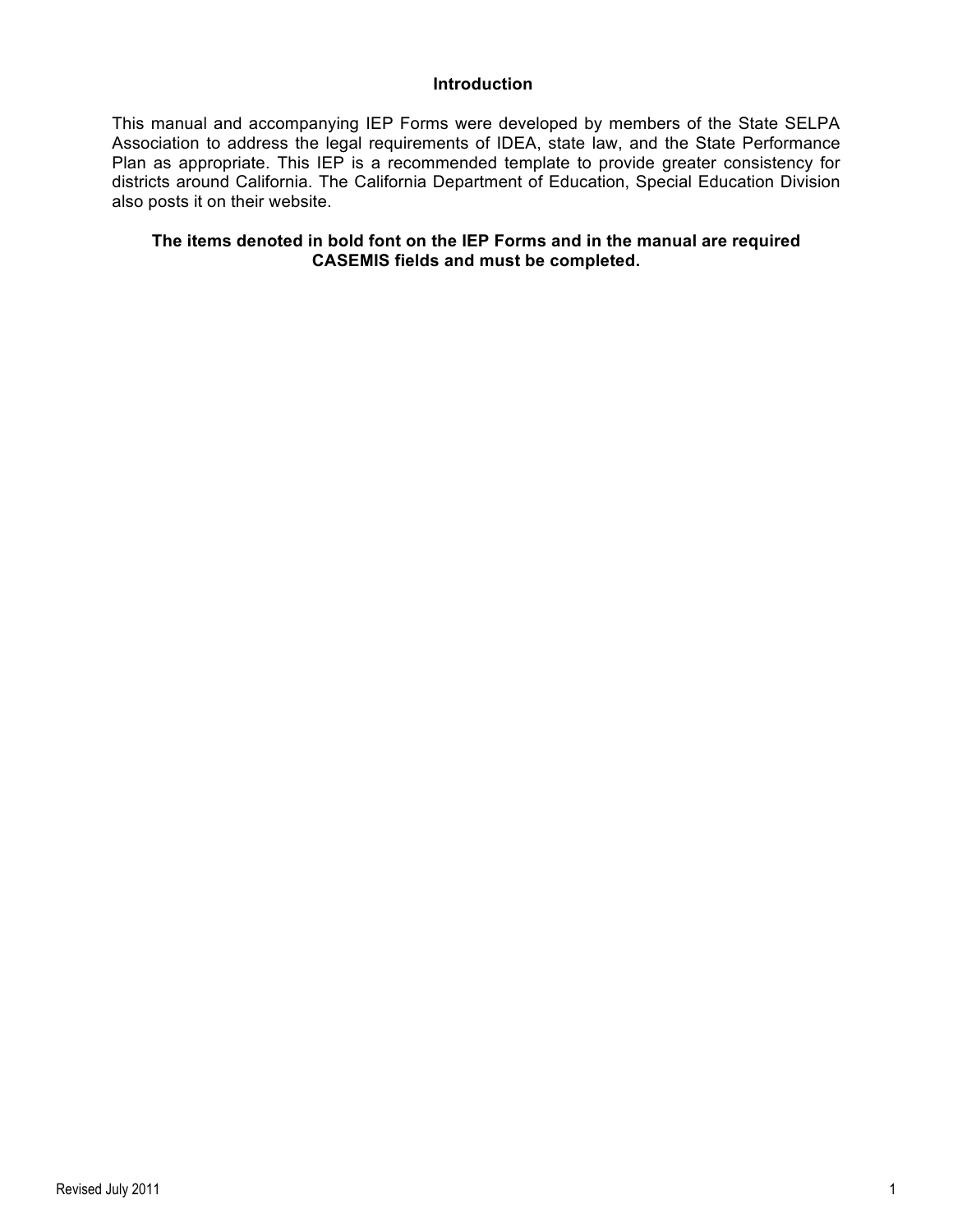# Introduction

This manual and accompanying IEP Forms were developed by members of the State SELPA Association to address the legal requirements of IDEA, state law, and the State Performance Plan as appropriate. This IEP is a recommended template to provide greater consistency for districts around California. The California Department of Education, Special Education Division also posts it on their website.

**The items denoted in bold font on the IEP Forms and in the manual are required CASEMIS fields and must be completed.**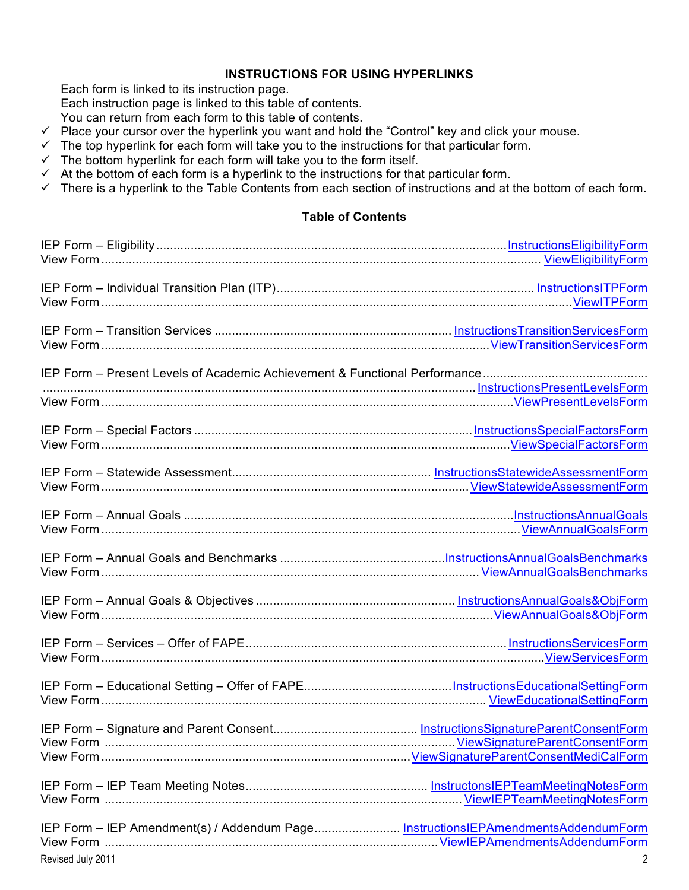**INSTRUCTIONS FOR USING HYPERLINKS**

Each form is linked to its instruction page.
Each instruction page is linked to this table of contents.
You can return from each form to this table of contents.

- ✓ Place your cursor over the hyperlink you want and hold the "Control" key and click your mouse.
- ✓ The top hyperlink for each form will take you to the instructions for that particular form.
- ✓ The bottom hyperlink for each form will take you to the form itself.
- ✓ At the bottom of each form is a hyperlink to the instructions for that particular form.
- ✓ There is a hyperlink to the Table Contents from each section of instructions and at the bottom of each form.

## Table of Contents

IEP Form – Eligibility ........ InstructionsEligibilityForm
View Form ........ ViewEligibilityForm

IEP Form – Individual Transition Plan (ITP) ........ InstructionsITPForm
View Form ........ ViewITPForm

IEP Form – Transition Services ........ InstructionsTransitionServicesForm
View Form ........ ViewTransitionServicesForm

IEP Form – Present Levels of Academic Achievement & Functional Performance ........ InstructionsPresentLevelsForm
View Form ........ ViewPresentLevelsForm

IEP Form – Special Factors ........ InstructionsSpecialFactorsForm
View Form ........ ViewSpecialFactorsForm

IEP Form – Statewide Assessment ........ InstructionsStatewideAssessmentForm
View Form ........ ViewStatewideAssessmentForm

IEP Form – Annual Goals ........ InstructionsAnnualGoals
View Form ........ ViewAnnualGoalsForm

IEP Form – Annual Goals and Benchmarks ........ InstructionsAnnualGoalsBenchmarks
View Form ........ ViewAnnualGoalsBenchmarks

IEP Form – Annual Goals & Objectives ........ InstructionsAnnualGoals&ObjForm
View Form ........ ViewAnnualGoals&ObjForm

IEP Form – Services – Offer of FAPE ........ InstructionsServicesForm
View Form ........ ViewServicesForm

IEP Form – Educational Setting – Offer of FAPE ........ InstructionsEducationalSettingForm
View Form ........ ViewEducationalSettingForm

IEP Form – Signature and Parent Consent ........ InstructionsSignatureParentConsentForm
View Form ........ ViewSignatureParentConsentForm
View Form ........ ViewSignatureParentConsentMediCalForm

IEP Form – IEP Team Meeting Notes ........ InstructonsIEPTeamMeetingNotesForm
View Form ........ ViewIEPTeamMeetingNotesForm

IEP Form – IEP Amendment(s) / Addendum Page ........ InstructionsIEPAmendmentsAddendumForm
View Form ........ ViewIEPAmendmentsAddendumForm

Revised July 2011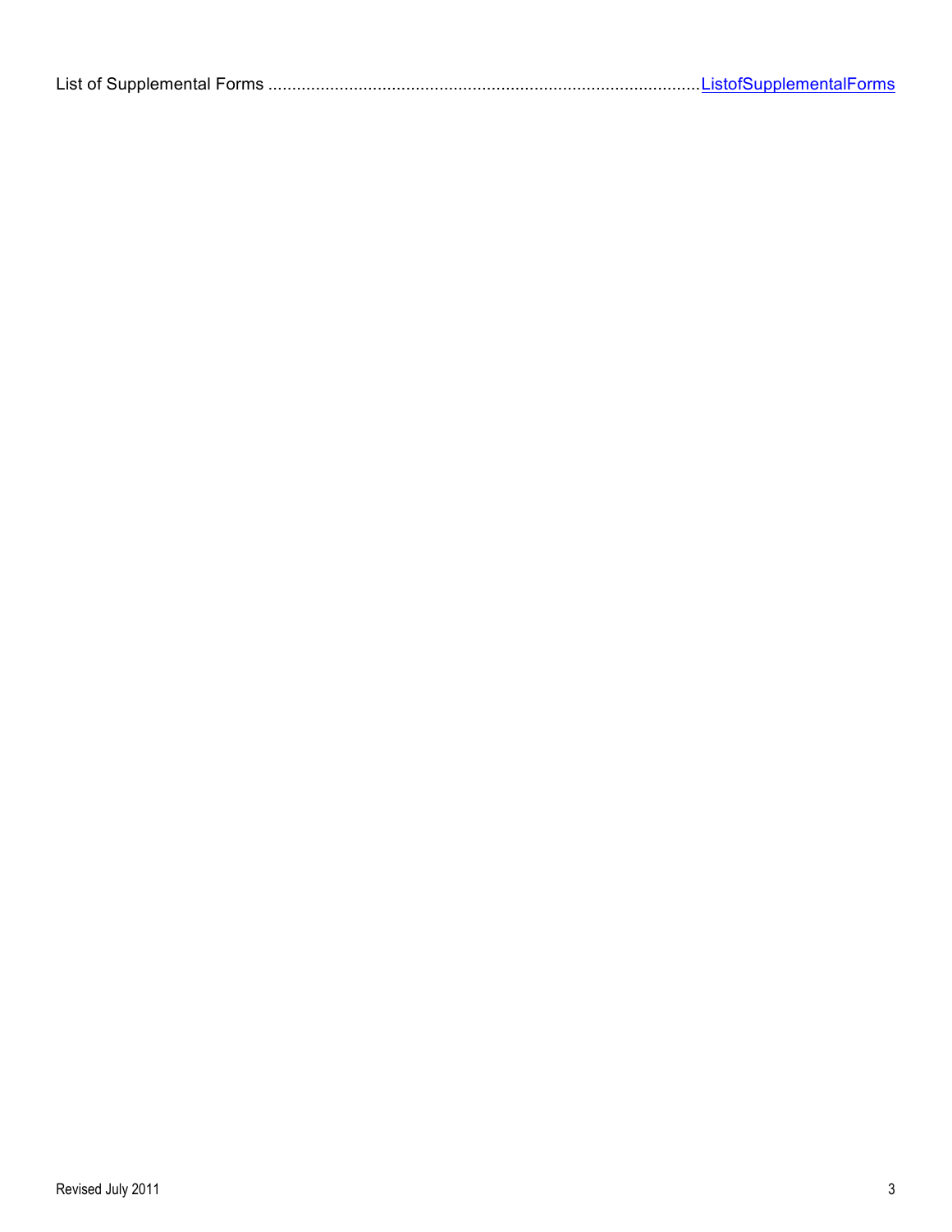List of Supplemental Forms ..........................................................................................ListofSupplementalForms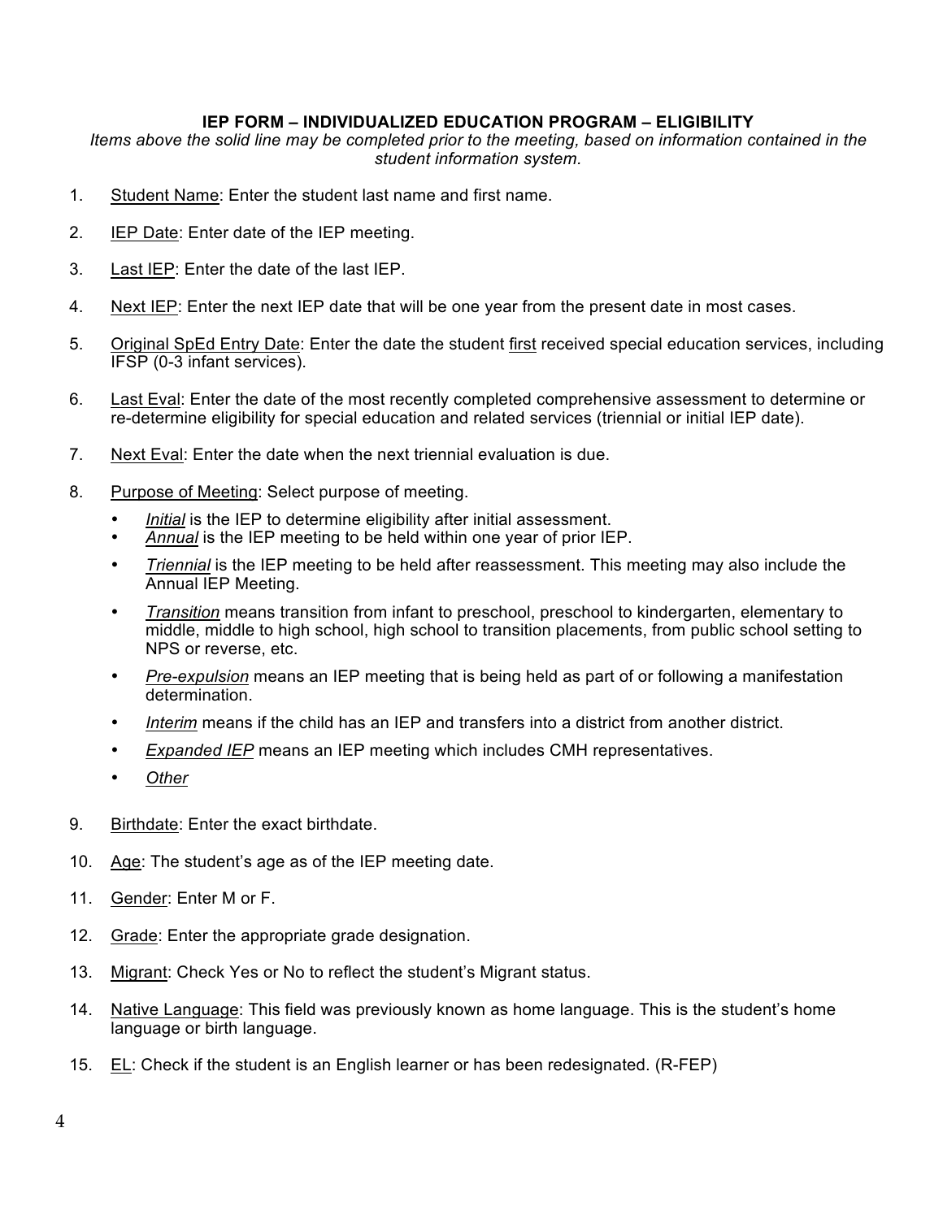**IEP FORM – INDIVIDUALIZED EDUCATION PROGRAM – ELIGIBILITY**

*Items above the solid line may be completed prior to the meeting, based on information contained in the student information system.*

1. Student Name: Enter the student last name and first name.

2. IEP Date: Enter date of the IEP meeting.

3. Last IEP: Enter the date of the last IEP.

4. Next IEP: Enter the next IEP date that will be one year from the present date in most cases.

5. Original SpEd Entry Date: Enter the date the student first received special education services, including IFSP (0-3 infant services).

6. Last Eval: Enter the date of the most recently completed comprehensive assessment to determine or re-determine eligibility for special education and related services (triennial or initial IEP date).

7. Next Eval: Enter the date when the next triennial evaluation is due.

8. Purpose of Meeting: Select purpose of meeting.
   - *Initial* is the IEP to determine eligibility after initial assessment.
   - *Annual* is the IEP meeting to be held within one year of prior IEP.
   - *Triennial* is the IEP meeting to be held after reassessment. This meeting may also include the Annual IEP Meeting.
   - *Transition* means transition from infant to preschool, preschool to kindergarten, elementary to middle, middle to high school, high school to transition placements, from public school setting to NPS or reverse, etc.
   - *Pre-expulsion* means an IEP meeting that is being held as part of or following a manifestation determination.
   - *Interim* means if the child has an IEP and transfers into a district from another district.
   - *Expanded IEP* means an IEP meeting which includes CMH representatives.
   - *Other*

9. Birthdate: Enter the exact birthdate.

10. Age: The student's age as of the IEP meeting date.

11. Gender: Enter M or F.

12. Grade: Enter the appropriate grade designation.

13. Migrant: Check Yes or No to reflect the student's Migrant status.

14. Native Language: This field was previously known as home language. This is the student's home language or birth language.

15. EL: Check if the student is an English learner or has been redesignated. (R-FEP)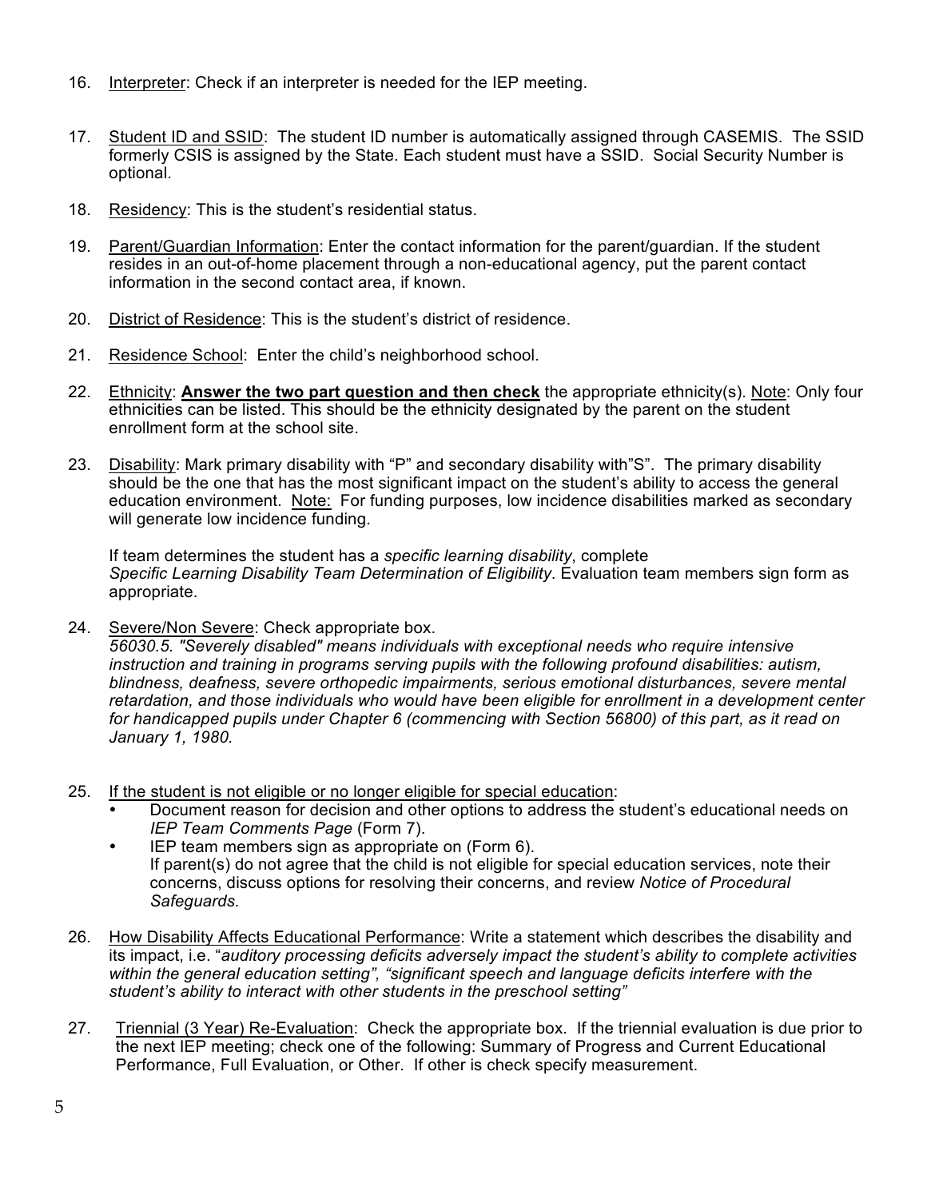16. Interpreter: Check if an interpreter is needed for the IEP meeting.

17. Student ID and SSID: The student ID number is automatically assigned through CASEMIS. The SSID formerly CSIS is assigned by the State. Each student must have a SSID. Social Security Number is optional.

18. Residency: This is the student's residential status.

19. Parent/Guardian Information: Enter the contact information for the parent/guardian. If the student resides in an out-of-home placement through a non-educational agency, put the parent contact information in the second contact area, if known.

20. District of Residence: This is the student's district of residence.

21. Residence School: Enter the child's neighborhood school.

22. Ethnicity: **Answer the two part question and then check** the appropriate ethnicity(s). Note: Only four ethnicities can be listed. This should be the ethnicity designated by the parent on the student enrollment form at the school site.

23. Disability: Mark primary disability with "P" and secondary disability with"S". The primary disability should be the one that has the most significant impact on the student's ability to access the general education environment. Note: For funding purposes, low incidence disabilities marked as secondary will generate low incidence funding.

    If team determines the student has a *specific learning disability*, complete *Specific Learning Disability Team Determination of Eligibility*. Evaluation team members sign form as appropriate.

24. Severe/Non Severe: Check appropriate box.
    *56030.5. "Severely disabled" means individuals with exceptional needs who require intensive instruction and training in programs serving pupils with the following profound disabilities: autism, blindness, deafness, severe orthopedic impairments, serious emotional disturbances, severe mental retardation, and those individuals who would have been eligible for enrollment in a development center for handicapped pupils under Chapter 6 (commencing with Section 56800) of this part, as it read on January 1, 1980.*

25. If the student is not eligible or no longer eligible for special education:
    - Document reason for decision and other options to address the student's educational needs on *IEP Team Comments Page* (Form 7).
    - IEP team members sign as appropriate on (Form 6).
      If parent(s) do not agree that the child is not eligible for special education services, note their concerns, discuss options for resolving their concerns, and review *Notice of Procedural Safeguards.*

26. How Disability Affects Educational Performance: Write a statement which describes the disability and its impact, i.e. "*auditory processing deficits adversely impact the student's ability to complete activities within the general education setting", "significant speech and language deficits interfere with the student's ability to interact with other students in the preschool setting"*

27. Triennial (3 Year) Re-Evaluation: Check the appropriate box. If the triennial evaluation is due prior to the next IEP meeting; check one of the following: Summary of Progress and Current Educational Performance, Full Evaluation, or Other. If other is check specify measurement.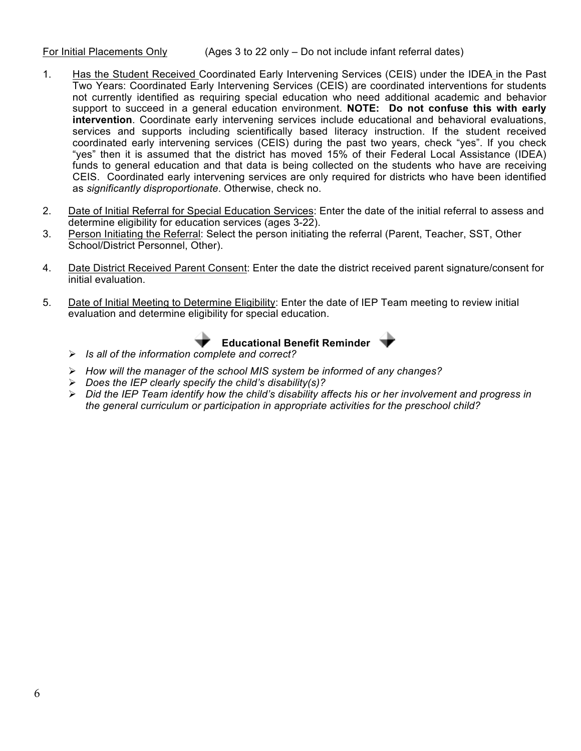For Initial Placements Only (Ages 3 to 22 only – Do not include infant referral dates)

1. Has the Student Received Coordinated Early Intervening Services (CEIS) under the IDEA in the Past Two Years: Coordinated Early Intervening Services (CEIS) are coordinated interventions for students not currently identified as requiring special education who need additional academic and behavior support to succeed in a general education environment. **NOTE: Do not confuse this with early intervention**. Coordinate early intervening services include educational and behavioral evaluations, services and supports including scientifically based literacy instruction. If the student received coordinated early intervening services (CEIS) during the past two years, check "yes". If you check "yes" then it is assumed that the district has moved 15% of their Federal Local Assistance (IDEA) funds to general education and that data is being collected on the students who have are receiving CEIS. Coordinated early intervening services are only required for districts who have been identified as *significantly disproportionate*. Otherwise, check no.

2. Date of Initial Referral for Special Education Services: Enter the date of the initial referral to assess and determine eligibility for education services (ages 3-22).

3. Person Initiating the Referral: Select the person initiating the referral (Parent, Teacher, SST, Other School/District Personnel, Other).

4. Date District Received Parent Consent: Enter the date the district received parent signature/consent for initial evaluation.

5. Date of Initial Meeting to Determine Eligibility: Enter the date of IEP Team meeting to review initial evaluation and determine eligibility for special education.

**Educational Benefit Reminder**

- *Is all of the information complete and correct?*
- *How will the manager of the school MIS system be informed of any changes?*
- *Does the IEP clearly specify the child's disability(s)?*
- *Did the IEP Team identify how the child's disability affects his or her involvement and progress in the general curriculum or participation in appropriate activities for the preschool child?*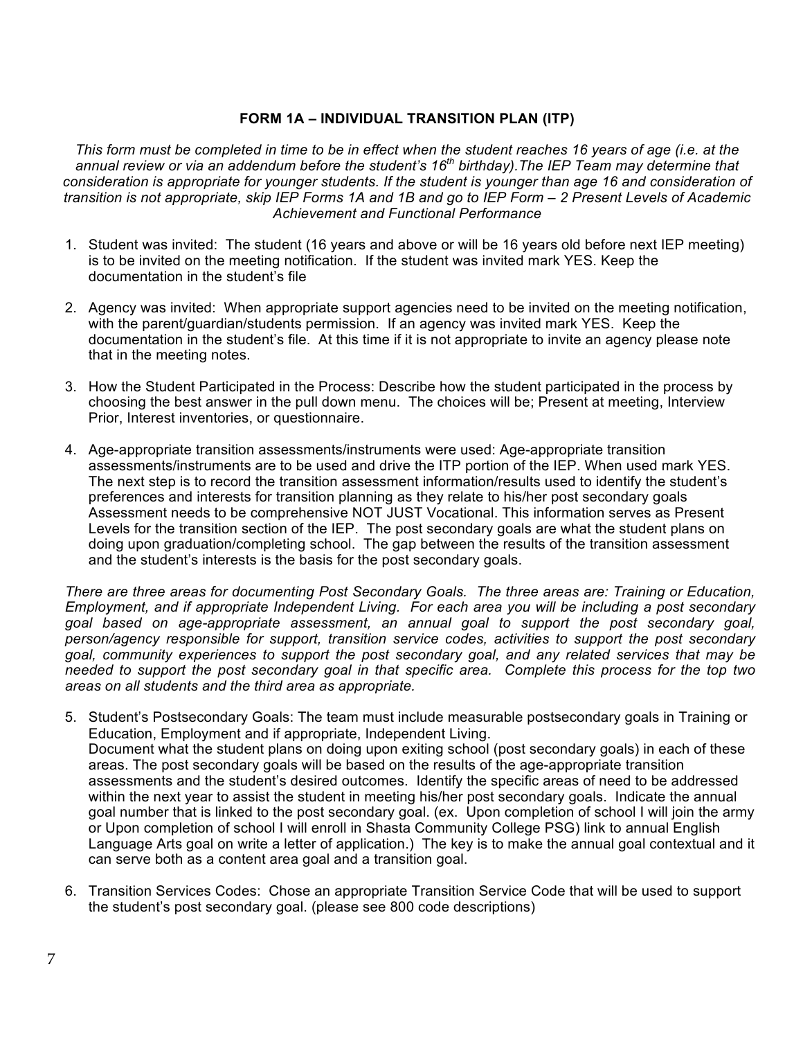**FORM 1A – INDIVIDUAL TRANSITION PLAN (ITP)**

*This form must be completed in time to be in effect when the student reaches 16 years of age (i.e. at the annual review or via an addendum before the student's 16th birthday).The IEP Team may determine that consideration is appropriate for younger students. If the student is younger than age 16 and consideration of transition is not appropriate, skip IEP Forms 1A and 1B and go to IEP Form – 2 Present Levels of Academic Achievement and Functional Performance*

1. Student was invited: The student (16 years and above or will be 16 years old before next IEP meeting) is to be invited on the meeting notification. If the student was invited mark YES. Keep the documentation in the student's file

2. Agency was invited: When appropriate support agencies need to be invited on the meeting notification, with the parent/guardian/students permission. If an agency was invited mark YES. Keep the documentation in the student's file. At this time if it is not appropriate to invite an agency please note that in the meeting notes.

3. How the Student Participated in the Process: Describe how the student participated in the process by choosing the best answer in the pull down menu. The choices will be; Present at meeting, Interview Prior, Interest inventories, or questionnaire.

4. Age-appropriate transition assessments/instruments were used: Age-appropriate transition assessments/instruments are to be used and drive the ITP portion of the IEP. When used mark YES. The next step is to record the transition assessment information/results used to identify the student's preferences and interests for transition planning as they relate to his/her post secondary goals Assessment needs to be comprehensive NOT JUST Vocational. This information serves as Present Levels for the transition section of the IEP. The post secondary goals are what the student plans on doing upon graduation/completing school. The gap between the results of the transition assessment and the student's interests is the basis for the post secondary goals.

*There are three areas for documenting Post Secondary Goals. The three areas are: Training or Education, Employment, and if appropriate Independent Living. For each area you will be including a post secondary goal based on age-appropriate assessment, an annual goal to support the post secondary goal, person/agency responsible for support, transition service codes, activities to support the post secondary goal, community experiences to support the post secondary goal, and any related services that may be needed to support the post secondary goal in that specific area. Complete this process for the top two areas on all students and the third area as appropriate.*

5. Student's Postsecondary Goals: The team must include measurable postsecondary goals in Training or Education, Employment and if appropriate, Independent Living.
   Document what the student plans on doing upon exiting school (post secondary goals) in each of these areas. The post secondary goals will be based on the results of the age-appropriate transition assessments and the student's desired outcomes. Identify the specific areas of need to be addressed within the next year to assist the student in meeting his/her post secondary goals. Indicate the annual goal number that is linked to the post secondary goal. (ex. Upon completion of school I will join the army or Upon completion of school I will enroll in Shasta Community College PSG) link to annual English Language Arts goal on write a letter of application.) The key is to make the annual goal contextual and it can serve both as a content area goal and a transition goal.

6. Transition Services Codes: Chose an appropriate Transition Service Code that will be used to support the student's post secondary goal. (please see 800 code descriptions)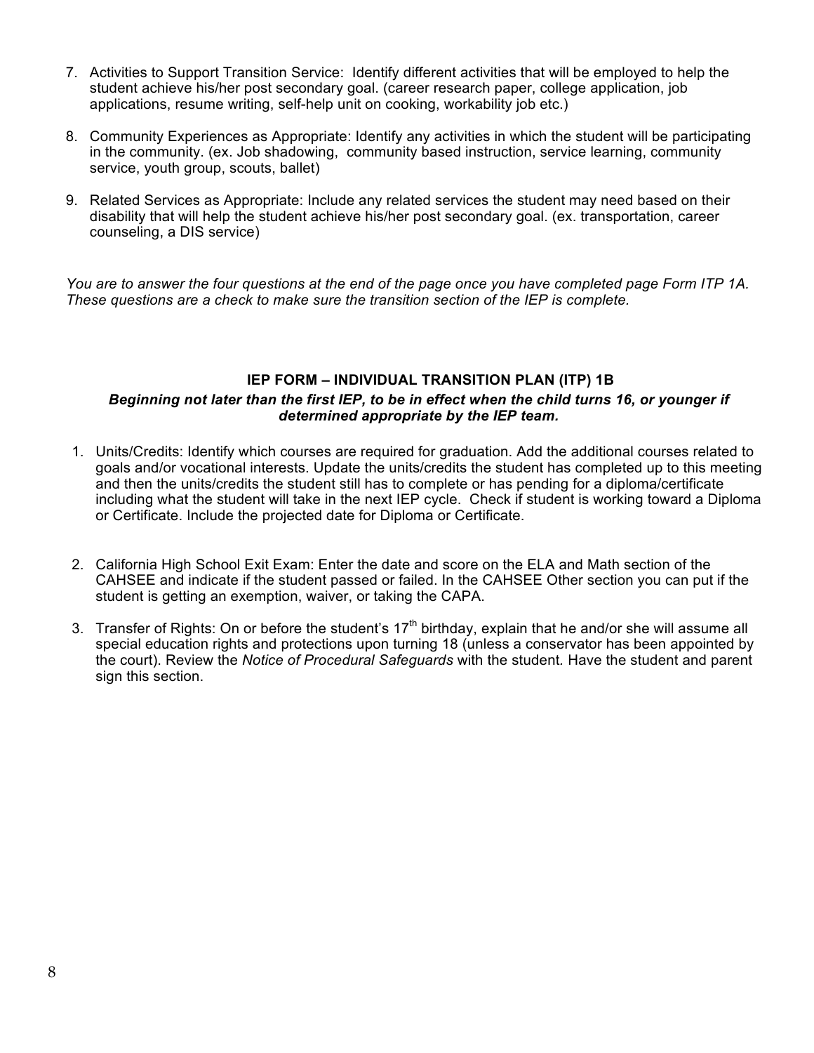7. Activities to Support Transition Service: Identify different activities that will be employed to help the student achieve his/her post secondary goal. (career research paper, college application, job applications, resume writing, self-help unit on cooking, workability job etc.)

8. Community Experiences as Appropriate: Identify any activities in which the student will be participating in the community. (ex. Job shadowing, community based instruction, service learning, community service, youth group, scouts, ballet)

9. Related Services as Appropriate: Include any related services the student may need based on their disability that will help the student achieve his/her post secondary goal. (ex. transportation, career counseling, a DIS service)

*You are to answer the four questions at the end of the page once you have completed page Form ITP 1A. These questions are a check to make sure the transition section of the IEP is complete.*

### IEP FORM – INDIVIDUAL TRANSITION PLAN (ITP) 1B

***Beginning not later than the first IEP, to be in effect when the child turns 16, or younger if determined appropriate by the IEP team.***

1. Units/Credits: Identify which courses are required for graduation. Add the additional courses related to goals and/or vocational interests. Update the units/credits the student has completed up to this meeting and then the units/credits the student still has to complete or has pending for a diploma/certificate including what the student will take in the next IEP cycle. Check if student is working toward a Diploma or Certificate. Include the projected date for Diploma or Certificate.

2. California High School Exit Exam: Enter the date and score on the ELA and Math section of the CAHSEE and indicate if the student passed or failed. In the CAHSEE Other section you can put if the student is getting an exemption, waiver, or taking the CAPA.

3. Transfer of Rights: On or before the student's 17th birthday, explain that he and/or she will assume all special education rights and protections upon turning 18 (unless a conservator has been appointed by the court). Review the *Notice of Procedural Safeguards* with the student. Have the student and parent sign this section.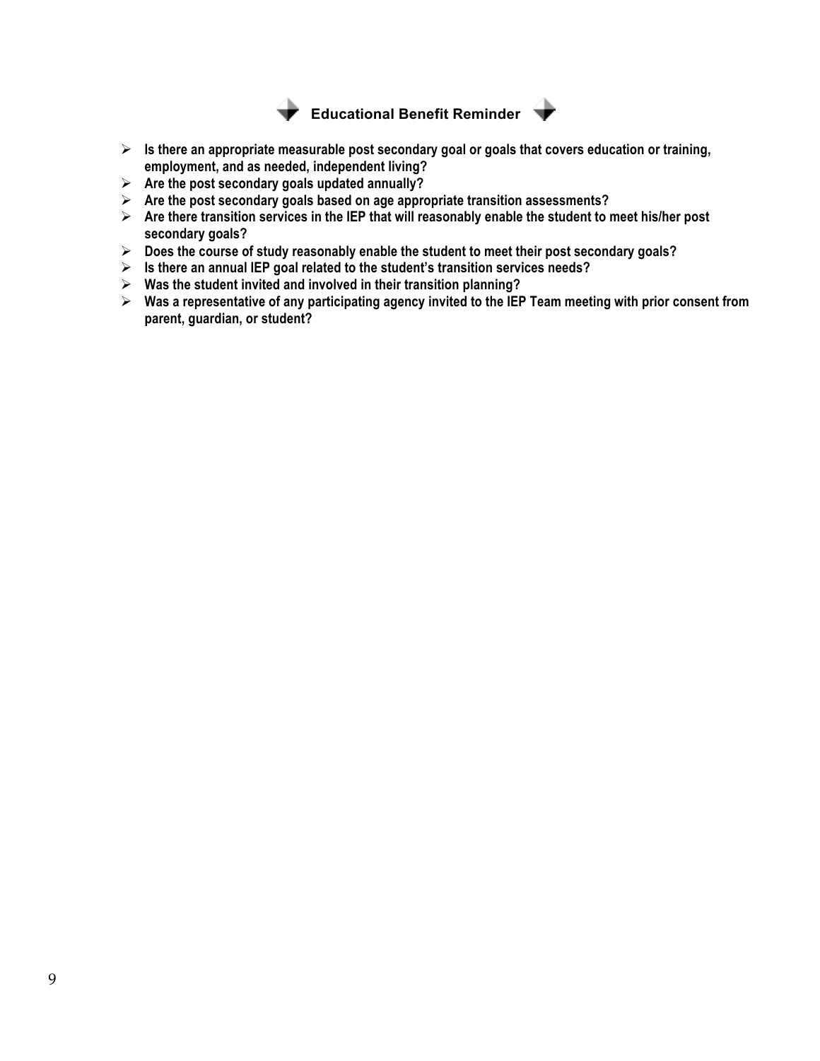## Educational Benefit Reminder

- **Is there an appropriate measurable post secondary goal or goals that covers education or training, employment, and as needed, independent living?**
- **Are the post secondary goals updated annually?**
- **Are the post secondary goals based on age appropriate transition assessments?**
- **Are there transition services in the IEP that will reasonably enable the student to meet his/her post secondary goals?**
- **Does the course of study reasonably enable the student to meet their post secondary goals?**
- **Is there an annual IEP goal related to the student's transition services needs?**
- **Was the student invited and involved in their transition planning?**
- **Was a representative of any participating agency invited to the IEP Team meeting with prior consent from parent, guardian, or student?**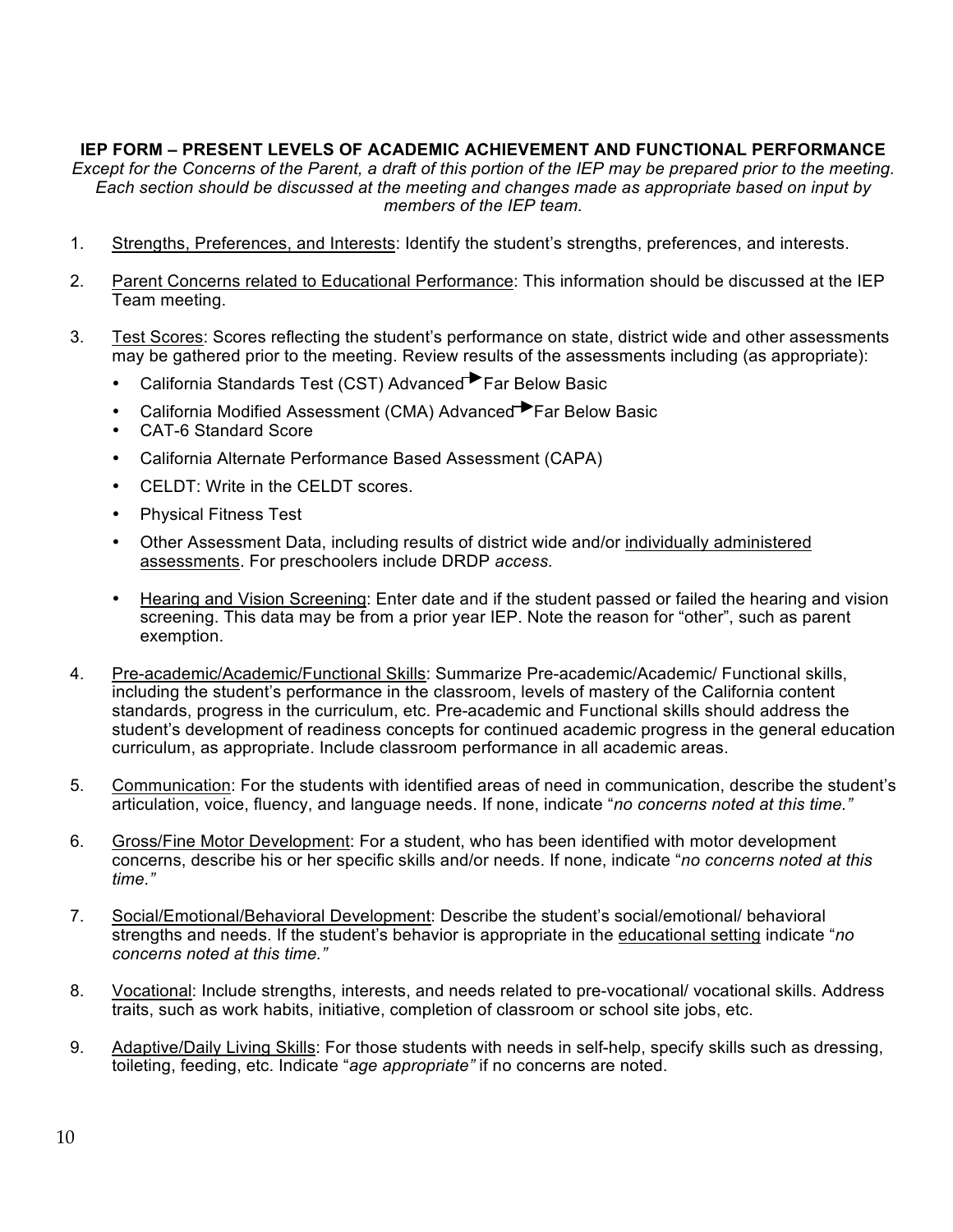**IEP FORM – PRESENT LEVELS OF ACADEMIC ACHIEVEMENT AND FUNCTIONAL PERFORMANCE**

*Except for the Concerns of the Parent, a draft of this portion of the IEP may be prepared prior to the meeting. Each section should be discussed at the meeting and changes made as appropriate based on input by members of the IEP team.*

1. Strengths, Preferences, and Interests: Identify the student's strengths, preferences, and interests.

2. Parent Concerns related to Educational Performance: This information should be discussed at the IEP Team meeting.

3. Test Scores: Scores reflecting the student's performance on state, district wide and other assessments may be gathered prior to the meeting. Review results of the assessments including (as appropriate):
   - California Standards Test (CST) Advanced ► Far Below Basic
   - California Modified Assessment (CMA) Advanced ► Far Below Basic
   - CAT-6 Standard Score
   - California Alternate Performance Based Assessment (CAPA)
   - CELDT: Write in the CELDT scores.
   - Physical Fitness Test
   - Other Assessment Data, including results of district wide and/or individually administered assessments. For preschoolers include DRDP *access.*
   - Hearing and Vision Screening: Enter date and if the student passed or failed the hearing and vision screening. This data may be from a prior year IEP. Note the reason for "other", such as parent exemption.

4. Pre-academic/Academic/Functional Skills: Summarize Pre-academic/Academic/ Functional skills, including the student's performance in the classroom, levels of mastery of the California content standards, progress in the curriculum, etc. Pre-academic and Functional skills should address the student's development of readiness concepts for continued academic progress in the general education curriculum, as appropriate. Include classroom performance in all academic areas.

5. Communication: For the students with identified areas of need in communication, describe the student's articulation, voice, fluency, and language needs. If none, indicate "*no concerns noted at this time."*

6. Gross/Fine Motor Development: For a student, who has been identified with motor development concerns, describe his or her specific skills and/or needs. If none, indicate "*no concerns noted at this time."*

7. Social/Emotional/Behavioral Development: Describe the student's social/emotional/ behavioral strengths and needs. If the student's behavior is appropriate in the educational setting indicate "*no concerns noted at this time."*

8. Vocational: Include strengths, interests, and needs related to pre-vocational/ vocational skills. Address traits, such as work habits, initiative, completion of classroom or school site jobs, etc.

9. Adaptive/Daily Living Skills: For those students with needs in self-help, specify skills such as dressing, toileting, feeding, etc. Indicate "*age appropriate"* if no concerns are noted.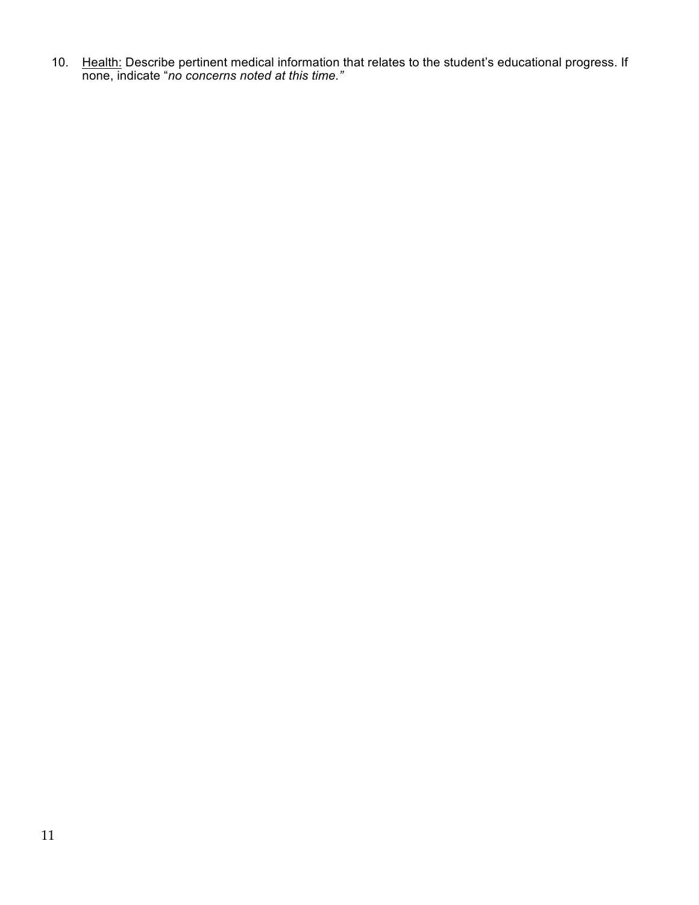10. Health: Describe pertinent medical information that relates to the student's educational progress. If none, indicate "*no concerns noted at this time.*"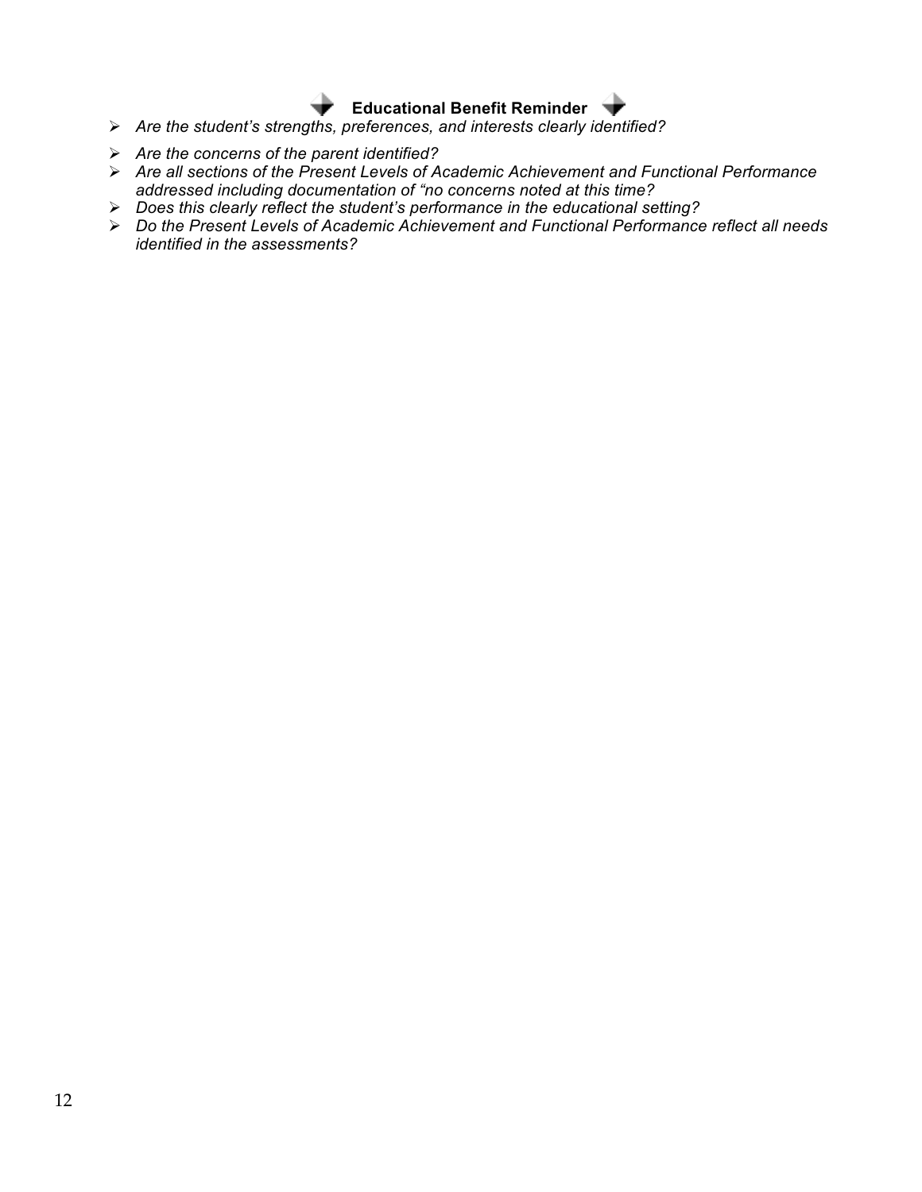**Educational Benefit Reminder**

- *Are the student's strengths, preferences, and interests clearly identified?*
- *Are the concerns of the parent identified?*
- *Are all sections of the Present Levels of Academic Achievement and Functional Performance addressed including documentation of "no concerns noted at this time?*
- *Does this clearly reflect the student's performance in the educational setting?*
- *Do the Present Levels of Academic Achievement and Functional Performance reflect all needs identified in the assessments?*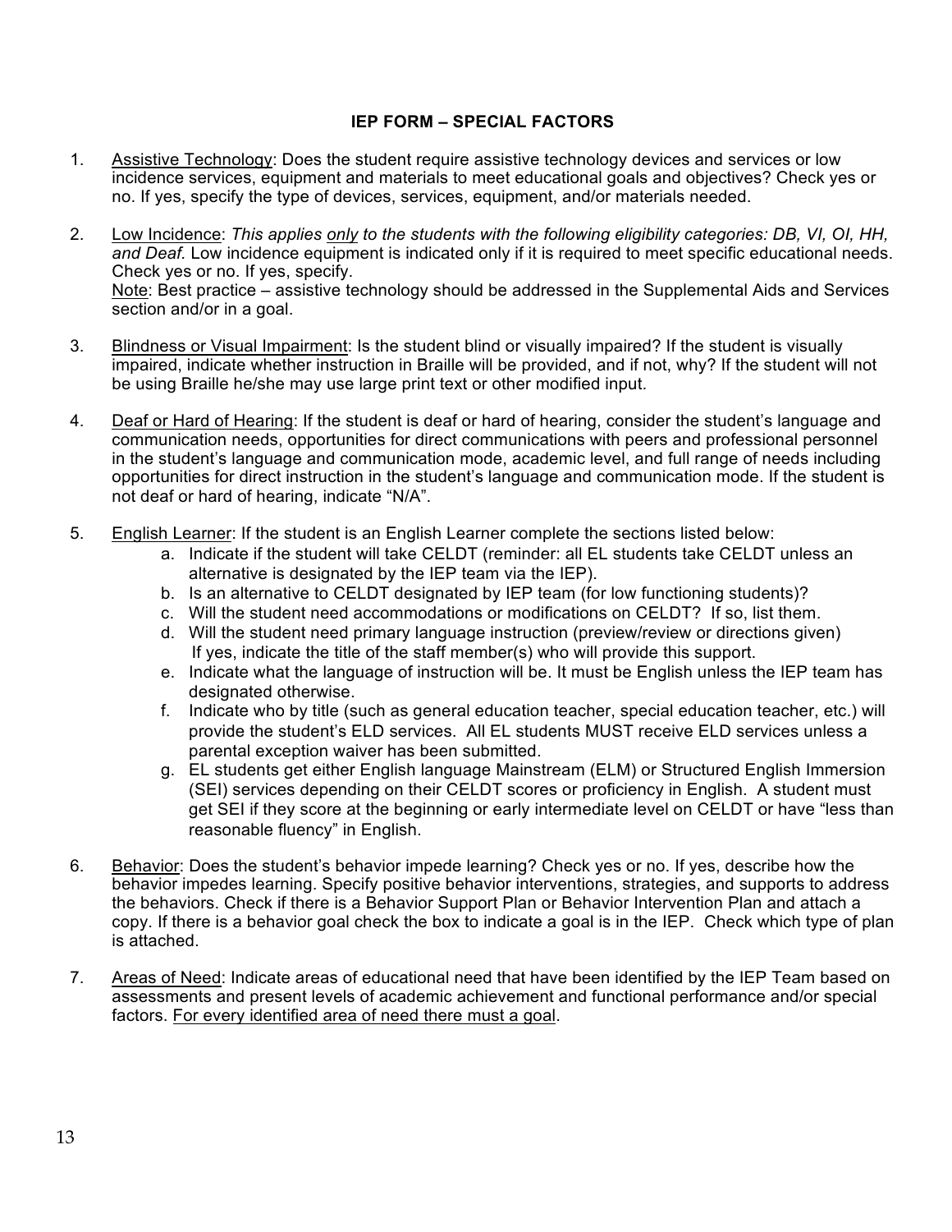## IEP FORM – SPECIAL FACTORS

1. Assistive Technology: Does the student require assistive technology devices and services or low incidence services, equipment and materials to meet educational goals and objectives? Check yes or no. If yes, specify the type of devices, services, equipment, and/or materials needed.

2. Low Incidence: *This applies only to the students with the following eligibility categories: DB, VI, OI, HH, and Deaf.* Low incidence equipment is indicated only if it is required to meet specific educational needs. Check yes or no. If yes, specify.
   Note: Best practice – assistive technology should be addressed in the Supplemental Aids and Services section and/or in a goal.

3. Blindness or Visual Impairment: Is the student blind or visually impaired? If the student is visually impaired, indicate whether instruction in Braille will be provided, and if not, why? If the student will not be using Braille he/she may use large print text or other modified input.

4. Deaf or Hard of Hearing: If the student is deaf or hard of hearing, consider the student's language and communication needs, opportunities for direct communications with peers and professional personnel in the student's language and communication mode, academic level, and full range of needs including opportunities for direct instruction in the student's language and communication mode. If the student is not deaf or hard of hearing, indicate "N/A".

5. English Learner: If the student is an English Learner complete the sections listed below:
   a. Indicate if the student will take CELDT (reminder: all EL students take CELDT unless an alternative is designated by the IEP team via the IEP).
   b. Is an alternative to CELDT designated by IEP team (for low functioning students)?
   c. Will the student need accommodations or modifications on CELDT? If so, list them.
   d. Will the student need primary language instruction (preview/review or directions given) If yes, indicate the title of the staff member(s) who will provide this support.
   e. Indicate what the language of instruction will be. It must be English unless the IEP team has designated otherwise.
   f. Indicate who by title (such as general education teacher, special education teacher, etc.) will provide the student's ELD services. All EL students MUST receive ELD services unless a parental exception waiver has been submitted.
   g. EL students get either English language Mainstream (ELM) or Structured English Immersion (SEI) services depending on their CELDT scores or proficiency in English. A student must get SEI if they score at the beginning or early intermediate level on CELDT or have "less than reasonable fluency" in English.

6. Behavior: Does the student's behavior impede learning? Check yes or no. If yes, describe how the behavior impedes learning. Specify positive behavior interventions, strategies, and supports to address the behaviors. Check if there is a Behavior Support Plan or Behavior Intervention Plan and attach a copy. If there is a behavior goal check the box to indicate a goal is in the IEP. Check which type of plan is attached.

7. Areas of Need: Indicate areas of educational need that have been identified by the IEP Team based on assessments and present levels of academic achievement and functional performance and/or special factors. For every identified area of need there must a goal.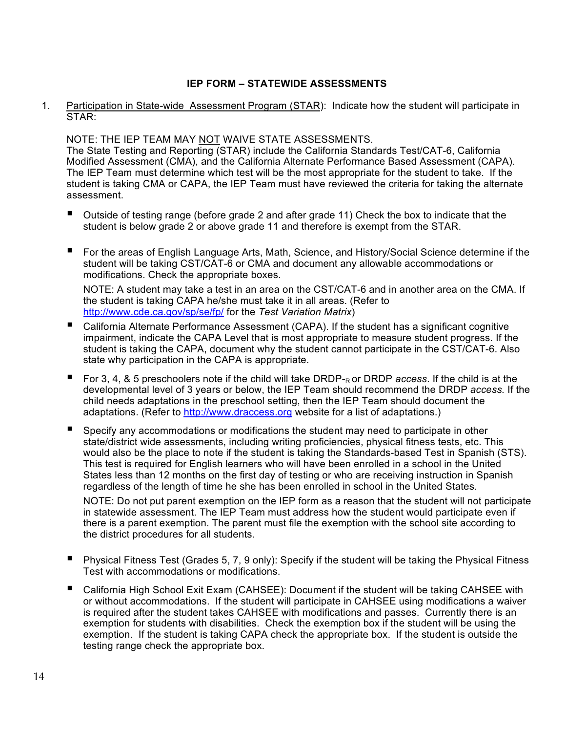## IEP FORM – STATEWIDE ASSESSMENTS

1. Participation in State-wide Assessment Program (STAR): Indicate how the student will participate in STAR:

   NOTE: THE IEP TEAM MAY NOT WAIVE STATE ASSESSMENTS.
   The State Testing and Reporting (STAR) include the California Standards Test/CAT-6, California Modified Assessment (CMA), and the California Alternate Performance Based Assessment (CAPA). The IEP Team must determine which test will be the most appropriate for the student to take. If the student is taking CMA or CAPA, the IEP Team must have reviewed the criteria for taking the alternate assessment.

   - Outside of testing range (before grade 2 and after grade 11) Check the box to indicate that the student is below grade 2 or above grade 11 and therefore is exempt from the STAR.

   - For the areas of English Language Arts, Math, Science, and History/Social Science determine if the student will be taking CST/CAT-6 or CMA and document any allowable accommodations or modifications. Check the appropriate boxes.

     NOTE: A student may take a test in an area on the CST/CAT-6 and in another area on the CMA. If the student is taking CAPA he/she must take it in all areas. (Refer to http://www.cde.ca.gov/sp/se/fp/ for the *Test Variation Matrix*)

   - California Alternate Performance Assessment (CAPA). If the student has a significant cognitive impairment, indicate the CAPA Level that is most appropriate to measure student progress. If the student is taking the CAPA, document why the student cannot participate in the CST/CAT-6. Also state why participation in the CAPA is appropriate.

   - For 3, 4, & 5 preschoolers note if the child will take DRDP-$_R$ or DRDP *access*. If the child is at the developmental level of 3 years or below, the IEP Team should recommend the DRDP *access.* If the child needs adaptations in the preschool setting, then the IEP Team should document the adaptations. (Refer to http://www.draccess.org website for a list of adaptations.)

   - Specify any accommodations or modifications the student may need to participate in other state/district wide assessments, including writing proficiencies, physical fitness tests, etc. This would also be the place to note if the student is taking the Standards-based Test in Spanish (STS). This test is required for English learners who will have been enrolled in a school in the United States less than 12 months on the first day of testing or who are receiving instruction in Spanish regardless of the length of time he she has been enrolled in school in the United States.

     NOTE: Do not put parent exemption on the IEP form as a reason that the student will not participate in statewide assessment. The IEP Team must address how the student would participate even if there is a parent exemption. The parent must file the exemption with the school site according to the district procedures for all students.

   - Physical Fitness Test (Grades 5, 7, 9 only): Specify if the student will be taking the Physical Fitness Test with accommodations or modifications.

   - California High School Exit Exam (CAHSEE): Document if the student will be taking CAHSEE with or without accommodations. If the student will participate in CAHSEE using modifications a waiver is required after the student takes CAHSEE with modifications and passes. Currently there is an exemption for students with disabilities. Check the exemption box if the student will be using the exemption. If the student is taking CAPA check the appropriate box. If the student is outside the testing range check the appropriate box.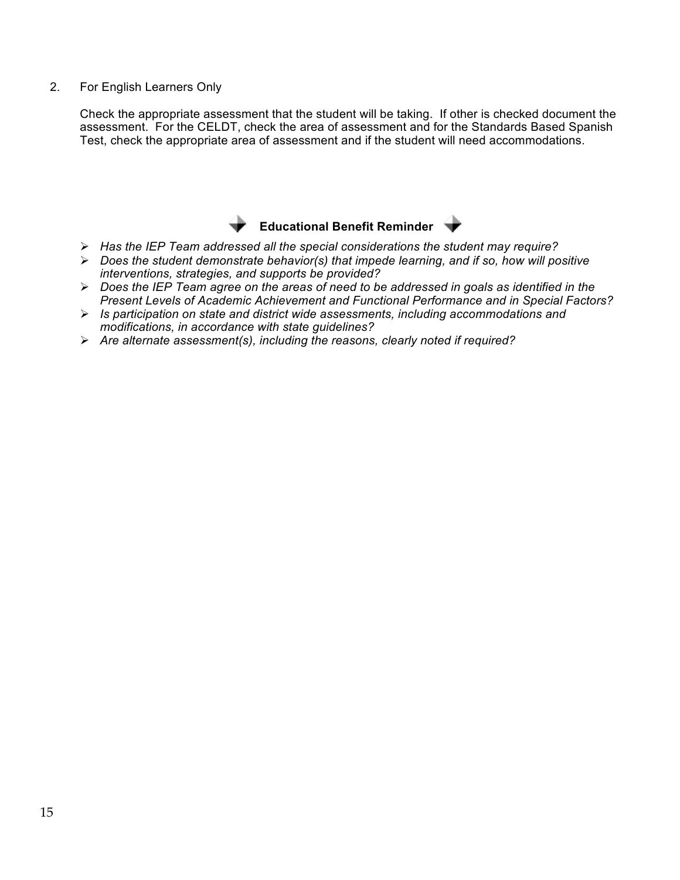2. For English Learners Only

   Check the appropriate assessment that the student will be taking. If other is checked document the assessment. For the CELDT, check the area of assessment and for the Standards Based Spanish Test, check the appropriate area of assessment and if the student will need accommodations.

**Educational Benefit Reminder**

- *Has the IEP Team addressed all the special considerations the student may require?*
- *Does the student demonstrate behavior(s) that impede learning, and if so, how will positive interventions, strategies, and supports be provided?*
- *Does the IEP Team agree on the areas of need to be addressed in goals as identified in the Present Levels of Academic Achievement and Functional Performance and in Special Factors?*
- *Is participation on state and district wide assessments, including accommodations and modifications, in accordance with state guidelines?*
- *Are alternate assessment(s), including the reasons, clearly noted if required?*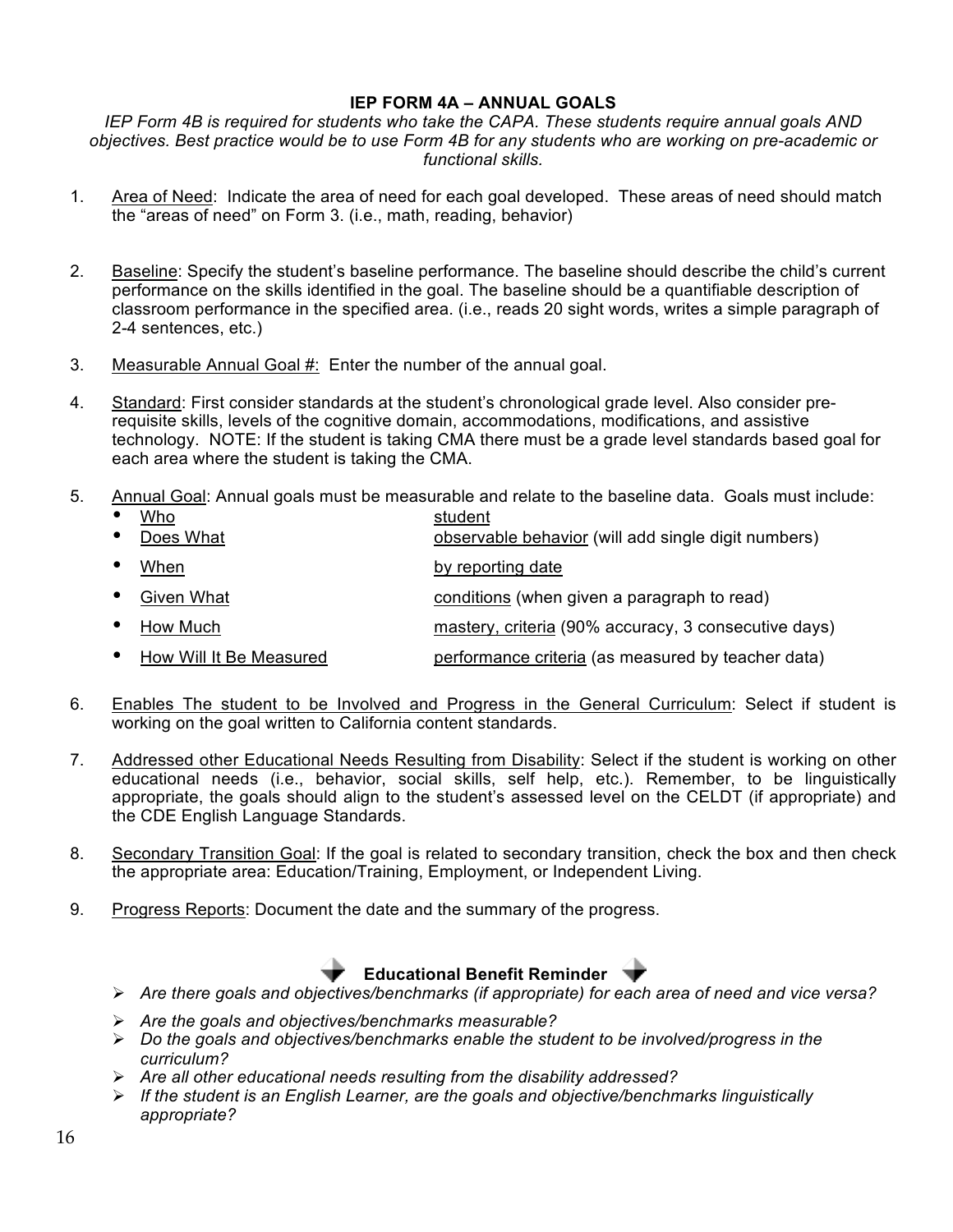## IEP FORM 4A – ANNUAL GOALS

*IEP Form 4B is required for students who take the CAPA. These students require annual goals AND objectives. Best practice would be to use Form 4B for any students who are working on pre-academic or functional skills.*

1. <u>Area of Need</u>: Indicate the area of need for each goal developed. These areas of need should match the "areas of need" on Form 3. (i.e., math, reading, behavior)

2. <u>Baseline</u>: Specify the student's baseline performance. The baseline should describe the child's current performance on the skills identified in the goal. The baseline should be a quantifiable description of classroom performance in the specified area. (i.e., reads 20 sight words, writes a simple paragraph of 2-4 sentences, etc.)

3. <u>Measurable Annual Goal #:</u> Enter the number of the annual goal.

4. <u>Standard</u>: First consider standards at the student's chronological grade level. Also consider pre-requisite skills, levels of the cognitive domain, accommodations, modifications, and assistive technology. NOTE: If the student is taking CMA there must be a grade level standards based goal for each area where the student is taking the CMA.

5. <u>Annual Goal</u>: Annual goals must be measurable and relate to the baseline data. Goals must include:
   - <u>Who</u> — <u>student</u>
   - <u>Does What</u> — <u>observable behavior</u> (will add single digit numbers)
   - <u>When</u> — <u>by reporting date</u>
   - <u>Given What</u> — <u>conditions</u> (when given a paragraph to read)
   - <u>How Much</u> — <u>mastery, criteria</u> (90% accuracy, 3 consecutive days)
   - <u>How Will It Be Measured</u> — <u>performance criteria</u> (as measured by teacher data)

6. <u>Enables The student to be Involved and Progress in the General Curriculum</u>: Select if student is working on the goal written to California content standards.

7. <u>Addressed other Educational Needs Resulting from Disability</u>: Select if the student is working on other educational needs (i.e., behavior, social skills, self help, etc.). Remember, to be linguistically appropriate, the goals should align to the student's assessed level on the CELDT (if appropriate) and the CDE English Language Standards.

8. <u>Secondary Transition Goal</u>: If the goal is related to secondary transition, check the box and then check the appropriate area: Education/Training, Employment, or Independent Living.

9. <u>Progress Reports</u>: Document the date and the summary of the progress.

### Educational Benefit Reminder

- *Are there goals and objectives/benchmarks (if appropriate) for each area of need and vice versa?*
- *Are the goals and objectives/benchmarks measurable?*
- *Do the goals and objectives/benchmarks enable the student to be involved/progress in the curriculum?*
- *Are all other educational needs resulting from the disability addressed?*
- *If the student is an English Learner, are the goals and objective/benchmarks linguistically appropriate?*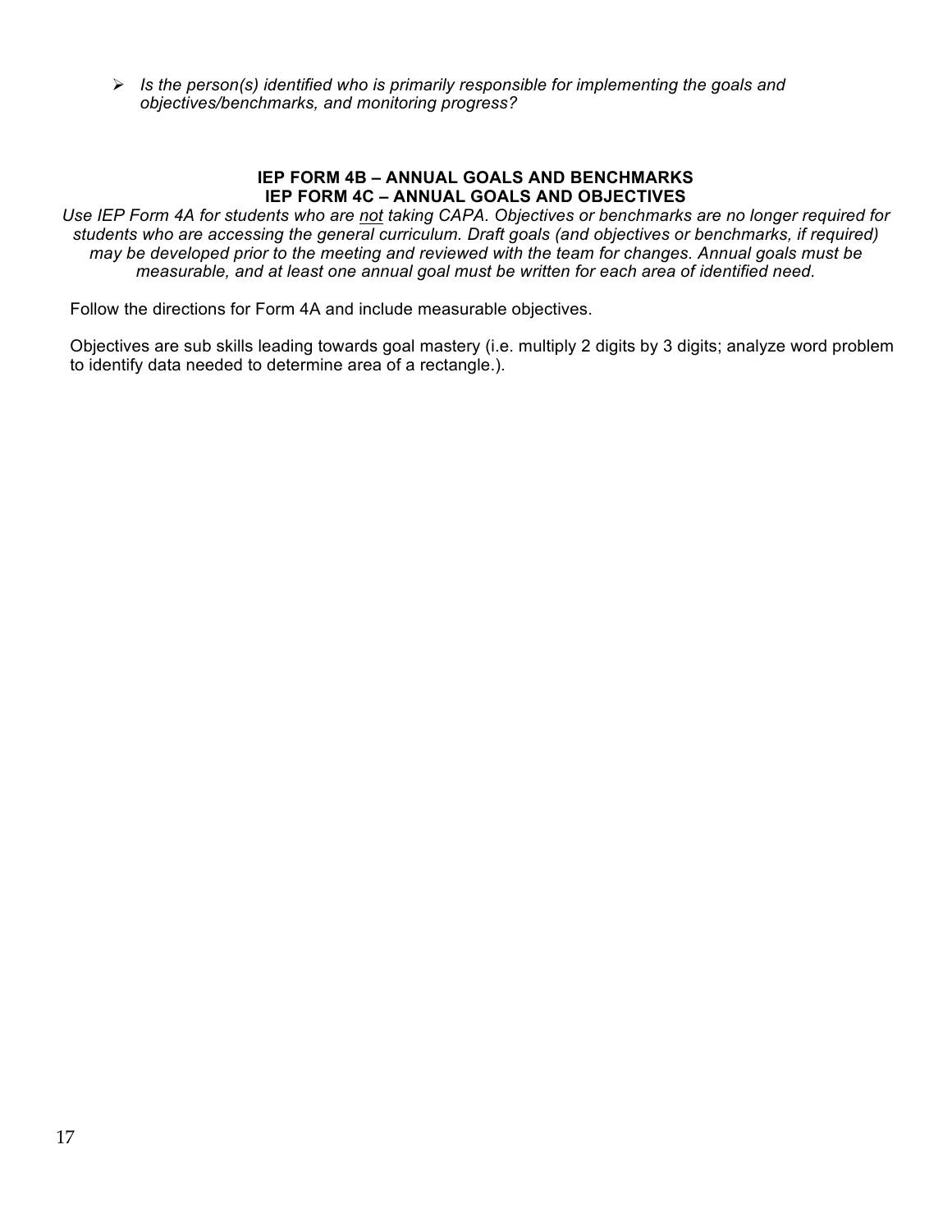- *Is the person(s) identified who is primarily responsible for implementing the goals and objectives/benchmarks, and monitoring progress?*

### IEP FORM 4B – ANNUAL GOALS AND BENCHMARKS
### IEP FORM 4C – ANNUAL GOALS AND OBJECTIVES

*Use IEP Form 4A for students who are not taking CAPA. Objectives or benchmarks are no longer required for students who are accessing the general curriculum. Draft goals (and objectives or benchmarks, if required) may be developed prior to the meeting and reviewed with the team for changes. Annual goals must be measurable, and at least one annual goal must be written for each area of identified need.*

Follow the directions for Form 4A and include measurable objectives.

Objectives are sub skills leading towards goal mastery (i.e. multiply 2 digits by 3 digits; analyze word problem to identify data needed to determine area of a rectangle.).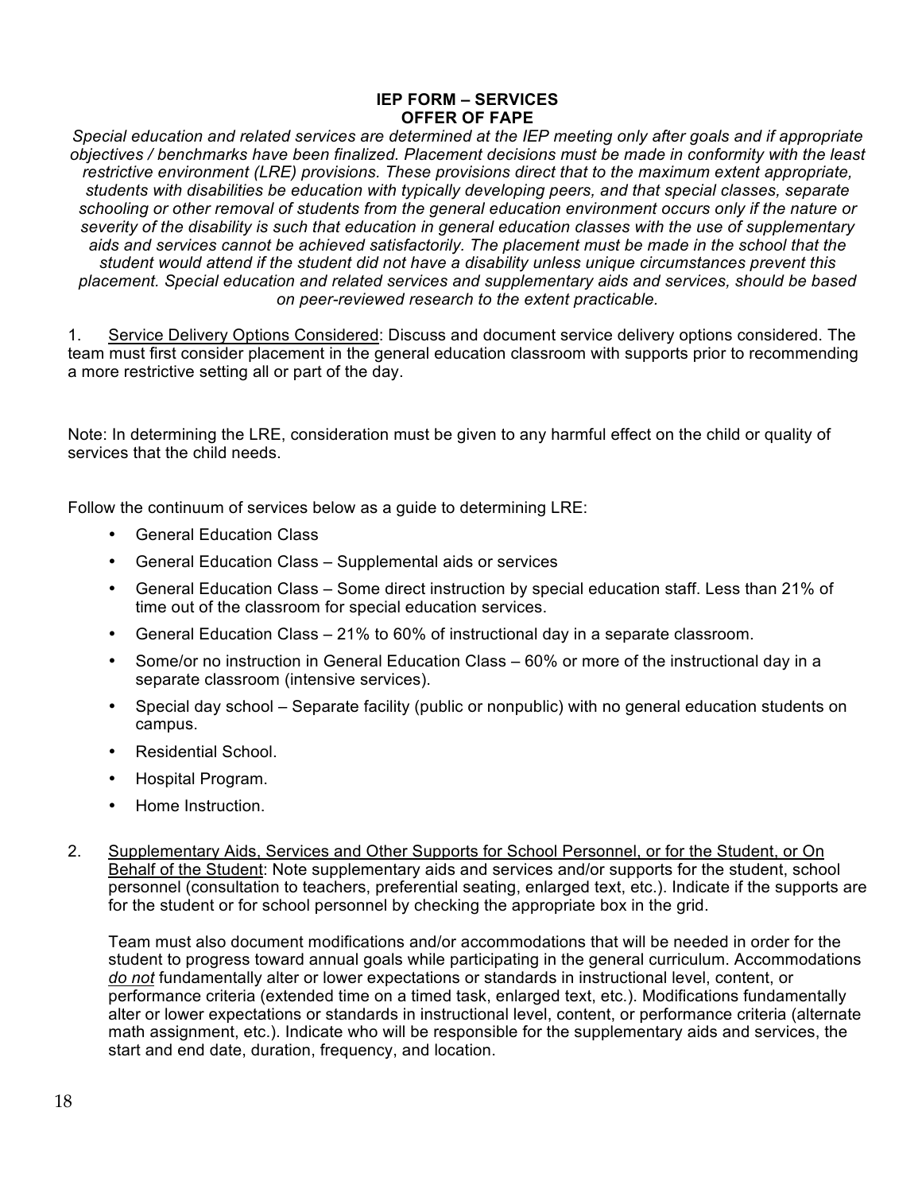**IEP FORM – SERVICES**
**OFFER OF FAPE**

*Special education and related services are determined at the IEP meeting only after goals and if appropriate objectives / benchmarks have been finalized. Placement decisions must be made in conformity with the least restrictive environment (LRE) provisions. These provisions direct that to the maximum extent appropriate, students with disabilities be education with typically developing peers, and that special classes, separate schooling or other removal of students from the general education environment occurs only if the nature or severity of the disability is such that education in general education classes with the use of supplementary aids and services cannot be achieved satisfactorily. The placement must be made in the school that the student would attend if the student did not have a disability unless unique circumstances prevent this placement. Special education and related services and supplementary aids and services, should be based on peer-reviewed research to the extent practicable.*

1. <u>Service Delivery Options Considered</u>: Discuss and document service delivery options considered. The team must first consider placement in the general education classroom with supports prior to recommending a more restrictive setting all or part of the day.

Note: In determining the LRE, consideration must be given to any harmful effect on the child or quality of services that the child needs.

Follow the continuum of services below as a guide to determining LRE:

- General Education Class
- General Education Class – Supplemental aids or services
- General Education Class – Some direct instruction by special education staff. Less than 21% of time out of the classroom for special education services.
- General Education Class – 21% to 60% of instructional day in a separate classroom.
- Some/or no instruction in General Education Class – 60% or more of the instructional day in a separate classroom (intensive services).
- Special day school – Separate facility (public or nonpublic) with no general education students on campus.
- Residential School.
- Hospital Program.
- Home Instruction.

2. <u>Supplementary Aids, Services and Other Supports for School Personnel, or for the Student, or On Behalf of the Student</u>: Note supplementary aids and services and/or supports for the student, school personnel (consultation to teachers, preferential seating, enlarged text, etc.). Indicate if the supports are for the student or for school personnel by checking the appropriate box in the grid.

   Team must also document modifications and/or accommodations that will be needed in order for the student to progress toward annual goals while participating in the general curriculum. Accommodations <u>*do not*</u> fundamentally alter or lower expectations or standards in instructional level, content, or performance criteria (extended time on a timed task, enlarged text, etc.). Modifications fundamentally alter or lower expectations or standards in instructional level, content, or performance criteria (alternate math assignment, etc.). Indicate who will be responsible for the supplementary aids and services, the start and end date, duration, frequency, and location.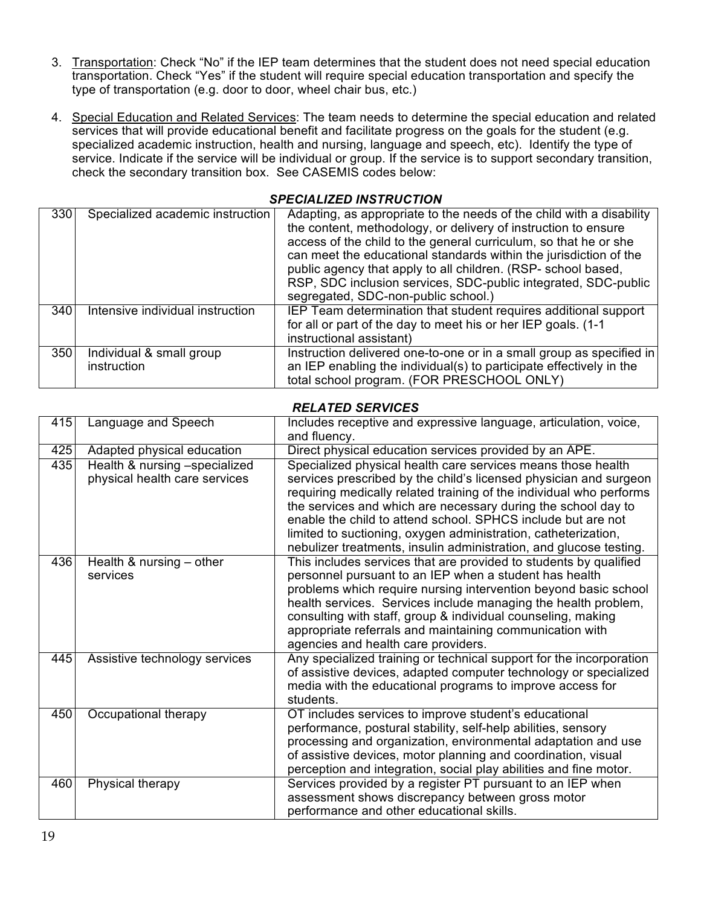3. Transportation: Check "No" if the IEP team determines that the student does not need special education transportation. Check "Yes" if the student will require special education transportation and specify the type of transportation (e.g. door to door, wheel chair bus, etc.)

4. Special Education and Related Services: The team needs to determine the special education and related services that will provide educational benefit and facilitate progress on the goals for the student (e.g. specialized academic instruction, health and nursing, language and speech, etc). Identify the type of service. Indicate if the service will be individual or group. If the service is to support secondary transition, check the secondary transition box. See CASEMIS codes below:

***SPECIALIZED INSTRUCTION***

| | | |
|---|---|---|
| 330 | Specialized academic instruction | Adapting, as appropriate to the needs of the child with a disability the content, methodology, or delivery of instruction to ensure access of the child to the general curriculum, so that he or she can meet the educational standards within the jurisdiction of the public agency that apply to all children. (RSP- school based, RSP, SDC inclusion services, SDC-public integrated, SDC-public segregated, SDC-non-public school.) |
| 340 | Intensive individual instruction | IEP Team determination that student requires additional support for all or part of the day to meet his or her IEP goals. (1-1 instructional assistant) |
| 350 | Individual & small group instruction | Instruction delivered one-to-one or in a small group as specified in an IEP enabling the individual(s) to participate effectively in the total school program. (FOR PRESCHOOL ONLY) |

***RELATED SERVICES***

| | | |
|---|---|---|
| 415 | Language and Speech | Includes receptive and expressive language, articulation, voice, and fluency. |
| 425 | Adapted physical education | Direct physical education services provided by an APE. |
| 435 | Health & nursing –specialized physical health care services | Specialized physical health care services means those health services prescribed by the child's licensed physician and surgeon requiring medically related training of the individual who performs the services and which are necessary during the school day to enable the child to attend school. SPHCS include but are not limited to suctioning, oxygen administration, catheterization, nebulizer treatments, insulin administration, and glucose testing. |
| 436 | Health & nursing – other services | This includes services that are provided to students by qualified personnel pursuant to an IEP when a student has health problems which require nursing intervention beyond basic school health services. Services include managing the health problem, consulting with staff, group & individual counseling, making appropriate referrals and maintaining communication with agencies and health care providers. |
| 445 | Assistive technology services | Any specialized training or technical support for the incorporation of assistive devices, adapted computer technology or specialized media with the educational programs to improve access for students. |
| 450 | Occupational therapy | OT includes services to improve student's educational performance, postural stability, self-help abilities, sensory processing and organization, environmental adaptation and use of assistive devices, motor planning and coordination, visual perception and integration, social play abilities and fine motor. |
| 460 | Physical therapy | Services provided by a register PT pursuant to an IEP when assessment shows discrepancy between gross motor performance and other educational skills. |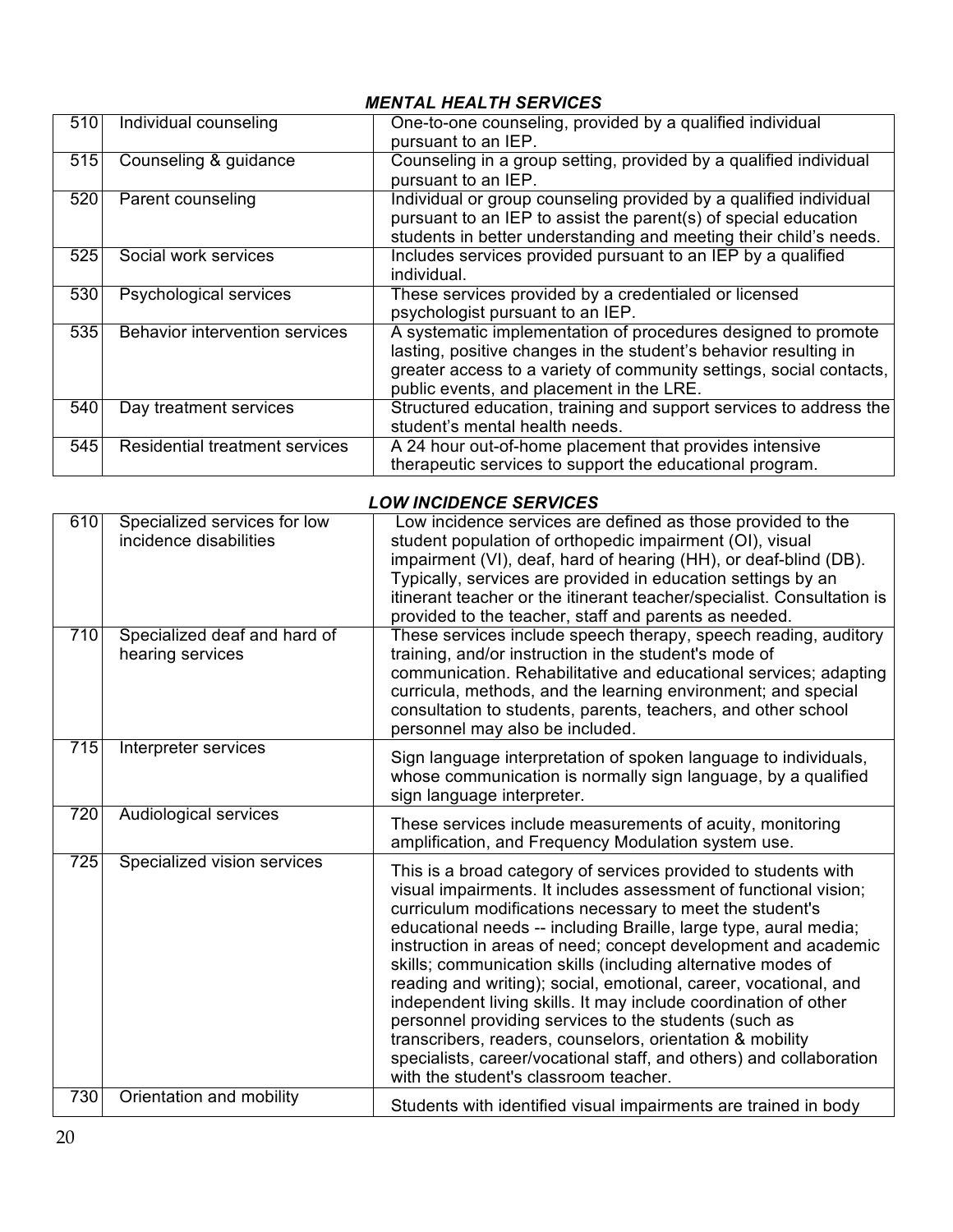### *MENTAL HEALTH SERVICES*

| | | |
|---|---|---|
| 510 | Individual counseling | One-to-one counseling, provided by a qualified individual pursuant to an IEP. |
| 515 | Counseling & guidance | Counseling in a group setting, provided by a qualified individual pursuant to an IEP. |
| 520 | Parent counseling | Individual or group counseling provided by a qualified individual pursuant to an IEP to assist the parent(s) of special education students in better understanding and meeting their child's needs. |
| 525 | Social work services | Includes services provided pursuant to an IEP by a qualified individual. |
| 530 | Psychological services | These services provided by a credentialed or licensed psychologist pursuant to an IEP. |
| 535 | Behavior intervention services | A systematic implementation of procedures designed to promote lasting, positive changes in the student's behavior resulting in greater access to a variety of community settings, social contacts, public events, and placement in the LRE. |
| 540 | Day treatment services | Structured education, training and support services to address the student's mental health needs. |
| 545 | Residential treatment services | A 24 hour out-of-home placement that provides intensive therapeutic services to support the educational program. |

### *LOW INCIDENCE SERVICES*

| | | |
|---|---|---|
| 610 | Specialized services for low incidence disabilities | Low incidence services are defined as those provided to the student population of orthopedic impairment (OI), visual impairment (VI), deaf, hard of hearing (HH), or deaf-blind (DB). Typically, services are provided in education settings by an itinerant teacher or the itinerant teacher/specialist. Consultation is provided to the teacher, staff and parents as needed. |
| 710 | Specialized deaf and hard of hearing services | These services include speech therapy, speech reading, auditory training, and/or instruction in the student's mode of communication. Rehabilitative and educational services; adapting curricula, methods, and the learning environment; and special consultation to students, parents, teachers, and other school personnel may also be included. |
| 715 | Interpreter services | Sign language interpretation of spoken language to individuals, whose communication is normally sign language, by a qualified sign language interpreter. |
| 720 | Audiological services | These services include measurements of acuity, monitoring amplification, and Frequency Modulation system use. |
| 725 | Specialized vision services | This is a broad category of services provided to students with visual impairments. It includes assessment of functional vision; curriculum modifications necessary to meet the student's educational needs -- including Braille, large type, aural media; instruction in areas of need; concept development and academic skills; communication skills (including alternative modes of reading and writing); social, emotional, career, vocational, and independent living skills. It may include coordination of other personnel providing services to the students (such as transcribers, readers, counselors, orientation & mobility specialists, career/vocational staff, and others) and collaboration with the student's classroom teacher. |
| 730 | Orientation and mobility | Students with identified visual impairments are trained in body |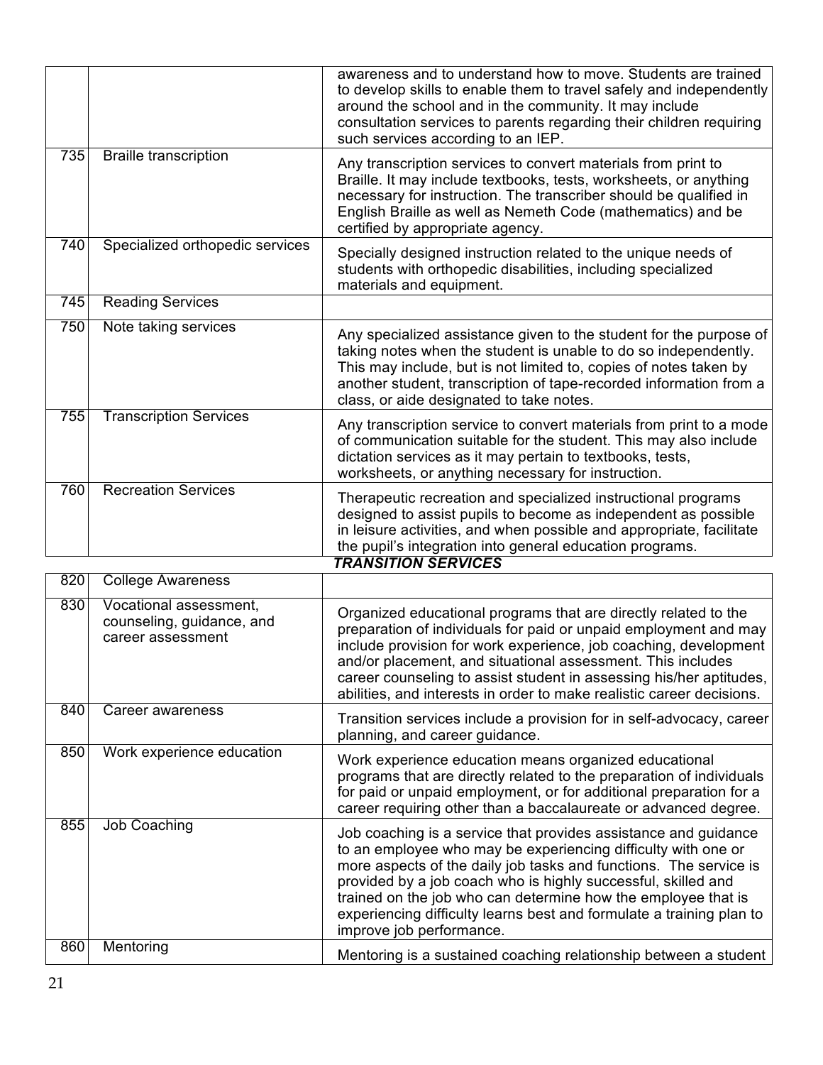| | | |
|---|---|---|
| | | awareness and to understand how to move. Students are trained to develop skills to enable them to travel safely and independently around the school and in the community. It may include consultation services to parents regarding their children requiring such services according to an IEP. |
| 735 | Braille transcription | Any transcription services to convert materials from print to Braille. It may include textbooks, tests, worksheets, or anything necessary for instruction. The transcriber should be qualified in English Braille as well as Nemeth Code (mathematics) and be certified by appropriate agency. |
| 740 | Specialized orthopedic services | Specially designed instruction related to the unique needs of students with orthopedic disabilities, including specialized materials and equipment. |
| 745 | Reading Services | |
| 750 | Note taking services | Any specialized assistance given to the student for the purpose of taking notes when the student is unable to do so independently. This may include, but is not limited to, copies of notes taken by another student, transcription of tape-recorded information from a class, or aide designated to take notes. |
| 755 | Transcription Services | Any transcription service to convert materials from print to a mode of communication suitable for the student. This may also include dictation services as it may pertain to textbooks, tests, worksheets, or anything necessary for instruction. |
| 760 | Recreation Services | Therapeutic recreation and specialized instructional programs designed to assist pupils to become as independent as possible in leisure activities, and when possible and appropriate, facilitate the pupil's integration into general education programs. |

***TRANSITION SERVICES***

| | | |
|---|---|---|
| 820 | College Awareness | |
| 830 | Vocational assessment, counseling, guidance, and career assessment | Organized educational programs that are directly related to the preparation of individuals for paid or unpaid employment and may include provision for work experience, job coaching, development and/or placement, and situational assessment. This includes career counseling to assist student in assessing his/her aptitudes, abilities, and interests in order to make realistic career decisions. |
| 840 | Career awareness | Transition services include a provision for in self-advocacy, career planning, and career guidance. |
| 850 | Work experience education | Work experience education means organized educational programs that are directly related to the preparation of individuals for paid or unpaid employment, or for additional preparation for a career requiring other than a baccalaureate or advanced degree. |
| 855 | Job Coaching | Job coaching is a service that provides assistance and guidance to an employee who may be experiencing difficulty with one or more aspects of the daily job tasks and functions. The service is provided by a job coach who is highly successful, skilled and trained on the job who can determine how the employee that is experiencing difficulty learns best and formulate a training plan to improve job performance. |
| 860 | Mentoring | Mentoring is a sustained coaching relationship between a student |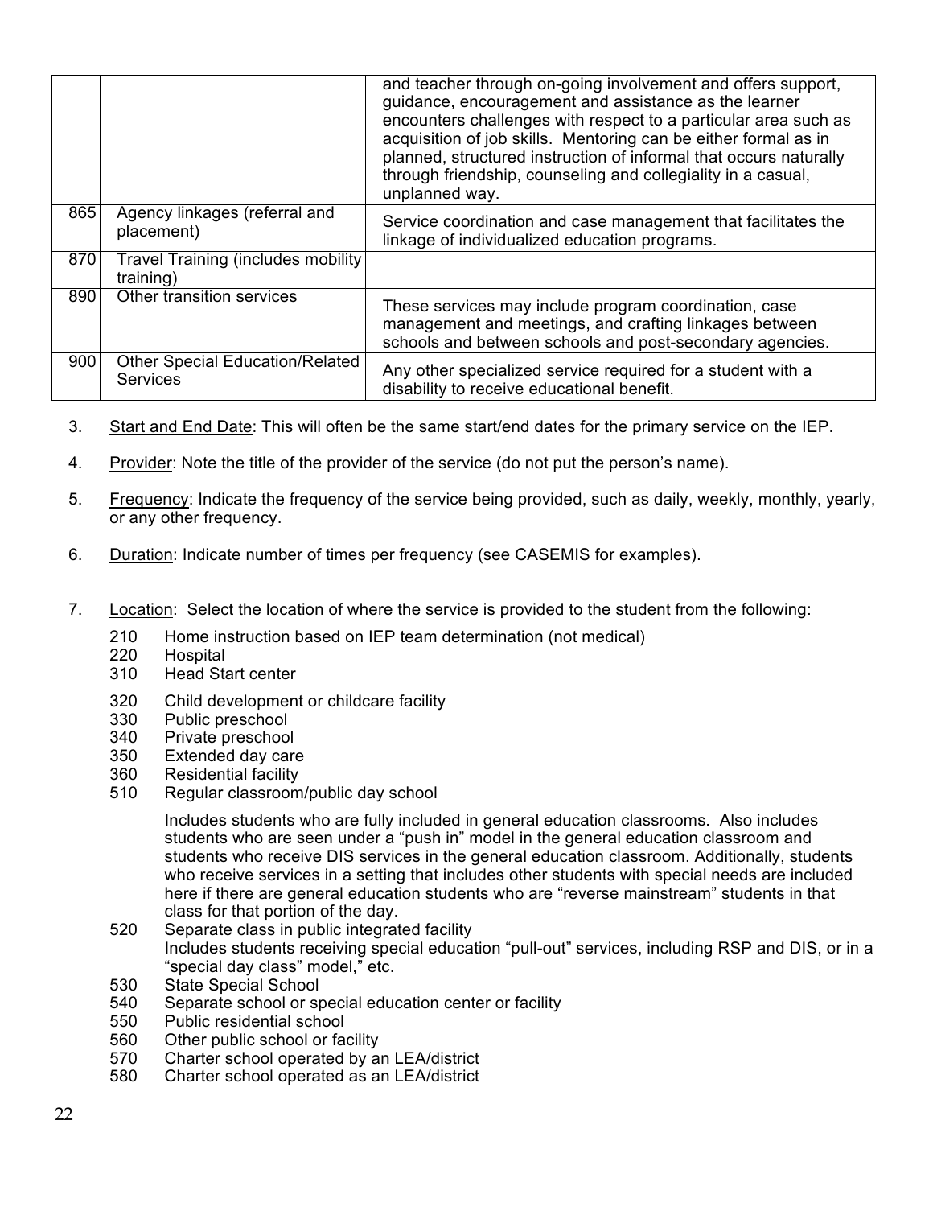| | | |
|---|---|---|
| | | and teacher through on-going involvement and offers support, guidance, encouragement and assistance as the learner encounters challenges with respect to a particular area such as acquisition of job skills. Mentoring can be either formal as in planned, structured instruction of informal that occurs naturally through friendship, counseling and collegiality in a casual, unplanned way. |
| 865 | Agency linkages (referral and placement) | Service coordination and case management that facilitates the linkage of individualized education programs. |
| 870 | Travel Training (includes mobility training) | |
| 890 | Other transition services | These services may include program coordination, case management and meetings, and crafting linkages between schools and between schools and post-secondary agencies. |
| 900 | Other Special Education/Related Services | Any other specialized service required for a student with a disability to receive educational benefit. |

3. Start and End Date: This will often be the same start/end dates for the primary service on the IEP.

4. Provider: Note the title of the provider of the service (do not put the person's name).

5. Frequency: Indicate the frequency of the service being provided, such as daily, weekly, monthly, yearly, or any other frequency.

6. Duration: Indicate number of times per frequency (see CASEMIS for examples).

7. Location: Select the location of where the service is provided to the student from the following:

   210 Home instruction based on IEP team determination (not medical)
   220 Hospital
   310 Head Start center

   320 Child development or childcare facility
   330 Public preschool
   340 Private preschool
   350 Extended day care
   360 Residential facility
   510 Regular classroom/public day school

   Includes students who are fully included in general education classrooms. Also includes students who are seen under a "push in" model in the general education classroom and students who receive DIS services in the general education classroom. Additionally, students who receive services in a setting that includes other students with special needs are included here if there are general education students who are "reverse mainstream" students in that class for that portion of the day.

   520 Separate class in public integrated facility
   Includes students receiving special education "pull-out" services, including RSP and DIS, or in a "special day class" model," etc.
   530 State Special School
   540 Separate school or special education center or facility
   550 Public residential school
   560 Other public school or facility
   570 Charter school operated by an LEA/district
   580 Charter school operated as an LEA/district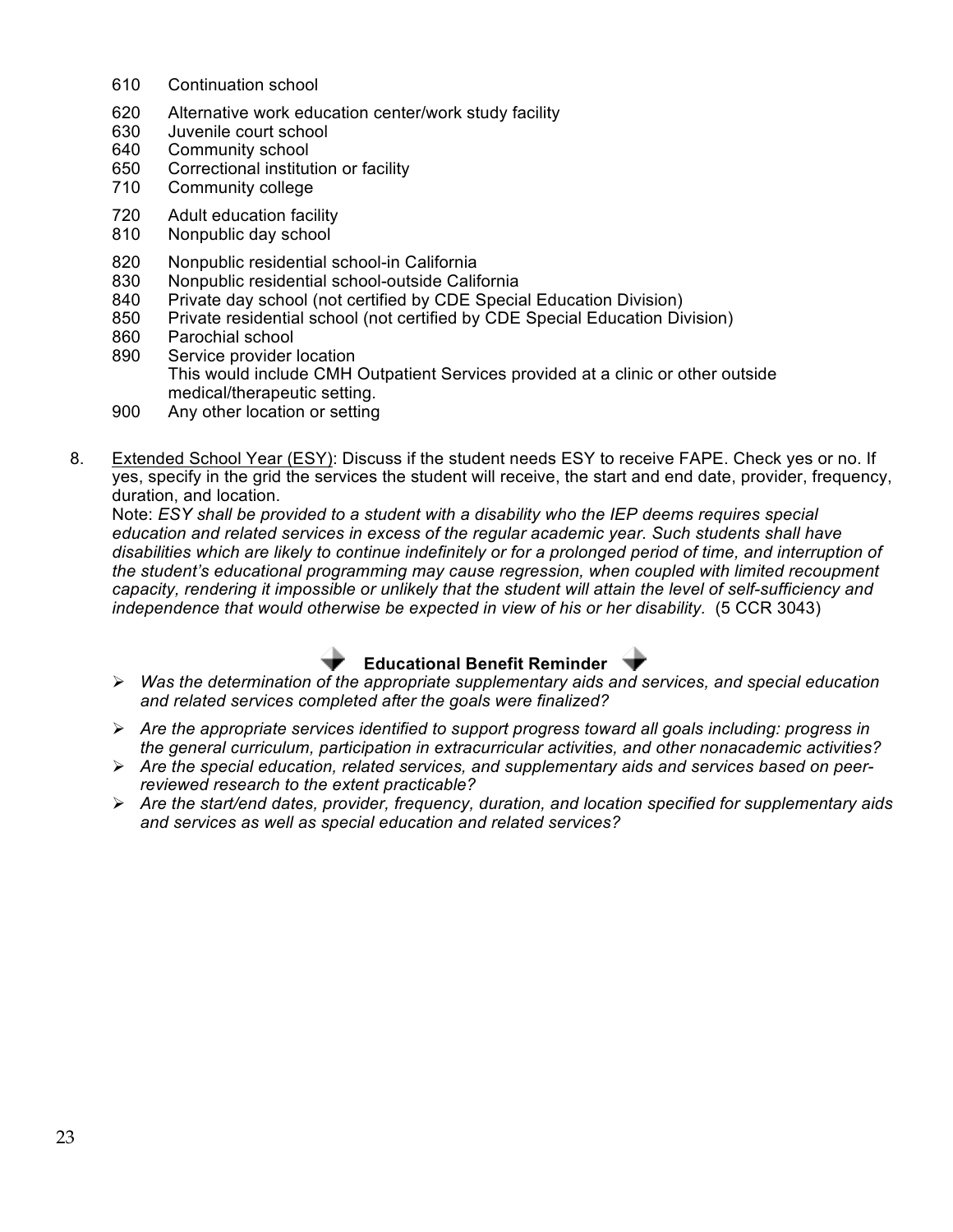610 Continuation school

620 Alternative work education center/work study facility
630 Juvenile court school
640 Community school
650 Correctional institution or facility
710 Community college

720 Adult education facility
810 Nonpublic day school

820 Nonpublic residential school-in California
830 Nonpublic residential school-outside California
840 Private day school (not certified by CDE Special Education Division)
850 Private residential school (not certified by CDE Special Education Division)
860 Parochial school
890 Service provider location
This would include CMH Outpatient Services provided at a clinic or other outside medical/therapeutic setting.
900 Any other location or setting

8. Extended School Year (ESY): Discuss if the student needs ESY to receive FAPE. Check yes or no. If yes, specify in the grid the services the student will receive, the start and end date, provider, frequency, duration, and location.
Note: *ESY shall be provided to a student with a disability who the IEP deems requires special education and related services in excess of the regular academic year. Such students shall have disabilities which are likely to continue indefinitely or for a prolonged period of time, and interruption of the student's educational programming may cause regression, when coupled with limited recoupment capacity, rendering it impossible or unlikely that the student will attain the level of self-sufficiency and independence that would otherwise be expected in view of his or her disability.* (5 CCR 3043)

**Educational Benefit Reminder**

- *Was the determination of the appropriate supplementary aids and services, and special education and related services completed after the goals were finalized?*
- *Are the appropriate services identified to support progress toward all goals including: progress in the general curriculum, participation in extracurricular activities, and other nonacademic activities?*
- *Are the special education, related services, and supplementary aids and services based on peer-reviewed research to the extent practicable?*
- *Are the start/end dates, provider, frequency, duration, and location specified for supplementary aids and services as well as special education and related services?*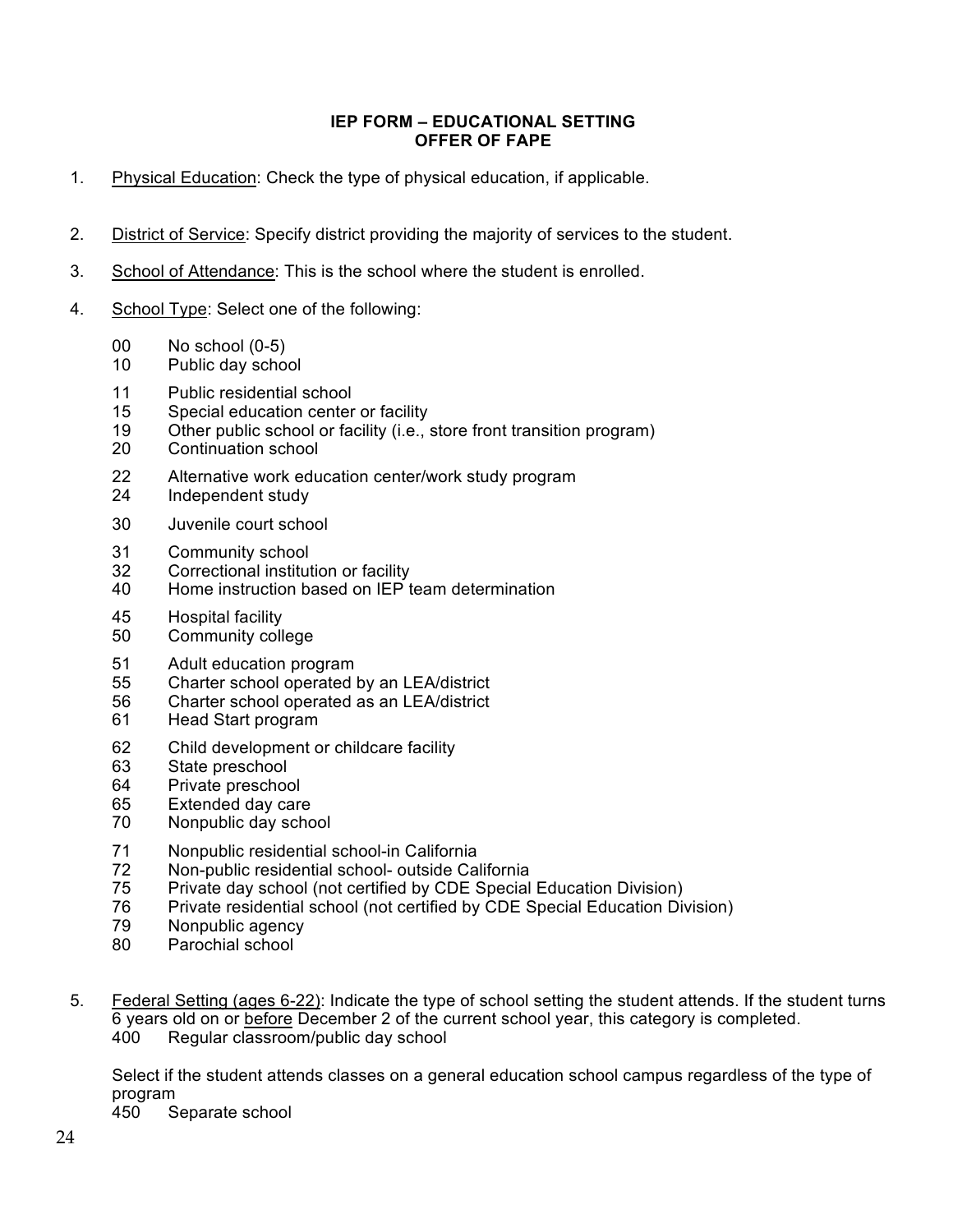## IEP FORM – EDUCATIONAL SETTING
## OFFER OF FAPE

1. Physical Education: Check the type of physical education, if applicable.

2. District of Service: Specify district providing the majority of services to the student.

3. School of Attendance: This is the school where the student is enrolled.

4. School Type: Select one of the following:

   00 No school (0-5)
   10 Public day school

   11 Public residential school
   15 Special education center or facility
   19 Other public school or facility (i.e., store front transition program)
   20 Continuation school

   22 Alternative work education center/work study program
   24 Independent study

   30 Juvenile court school

   31 Community school
   32 Correctional institution or facility
   40 Home instruction based on IEP team determination

   45 Hospital facility
   50 Community college

   51 Adult education program
   55 Charter school operated by an LEA/district
   56 Charter school operated as an LEA/district
   61 Head Start program

   62 Child development or childcare facility
   63 State preschool
   64 Private preschool
   65 Extended day care
   70 Nonpublic day school

   71 Nonpublic residential school-in California
   72 Non-public residential school- outside California
   75 Private day school (not certified by CDE Special Education Division)
   76 Private residential school (not certified by CDE Special Education Division)
   79 Nonpublic agency
   80 Parochial school

5. Federal Setting (ages 6-22): Indicate the type of school setting the student attends. If the student turns 6 years old on or before December 2 of the current school year, this category is completed.
   400 Regular classroom/public day school

   Select if the student attends classes on a general education school campus regardless of the type of program
   450 Separate school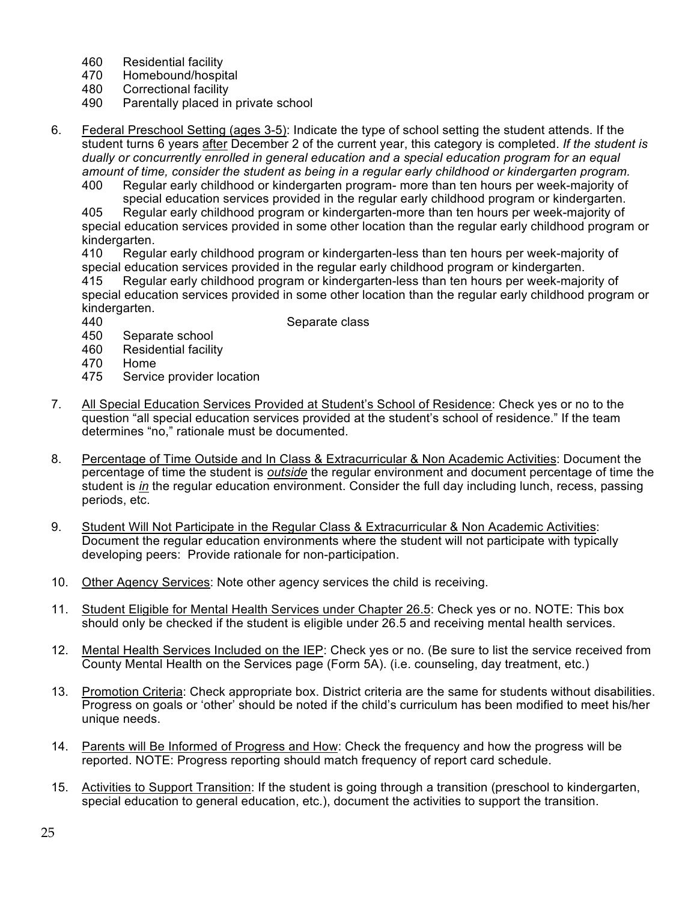460 Residential facility
470 Homebound/hospital
480 Correctional facility
490 Parentally placed in private school

6. <u>Federal Preschool Setting (ages 3-5)</u>: Indicate the type of school setting the student attends. If the student turns 6 years <u>after</u> December 2 of the current year, this category is completed. *If the student is dually or concurrently enrolled in general education and a special education program for an equal amount of time, consider the student as being in a regular early childhood or kindergarten program.*
   400 Regular early childhood or kindergarten program- more than ten hours per week-majority of special education services provided in the regular early childhood program or kindergarten.
   405 Regular early childhood program or kindergarten-more than ten hours per week-majority of special education services provided in some other location than the regular early childhood program or kindergarten.
   410 Regular early childhood program or kindergarten-less than ten hours per week-majority of special education services provided in the regular early childhood program or kindergarten.
   415 Regular early childhood program or kindergarten-less than ten hours per week-majority of special education services provided in some other location than the regular early childhood program or kindergarten.
   440 Separate class
   450 Separate school
   460 Residential facility
   470 Home
   475 Service provider location

7. <u>All Special Education Services Provided at Student's School of Residence</u>: Check yes or no to the question "all special education services provided at the student's school of residence." If the team determines "no," rationale must be documented.

8. <u>Percentage of Time Outside and In Class & Extracurricular & Non Academic Activities</u>: Document the percentage of time the student is ***outside*** the regular environment and document percentage of time the student is ***in*** the regular education environment. Consider the full day including lunch, recess, passing periods, etc.

9. <u>Student Will Not Participate in the Regular Class & Extracurricular & Non Academic Activities</u>: Document the regular education environments where the student will not participate with typically developing peers: Provide rationale for non-participation.

10. <u>Other Agency Services</u>: Note other agency services the child is receiving.

11. <u>Student Eligible for Mental Health Services under Chapter 26.5</u>: Check yes or no. NOTE: This box should only be checked if the student is eligible under 26.5 and receiving mental health services.

12. <u>Mental Health Services Included on the IEP</u>: Check yes or no. (Be sure to list the service received from County Mental Health on the Services page (Form 5A). (i.e. counseling, day treatment, etc.)

13. <u>Promotion Criteria</u>: Check appropriate box. District criteria are the same for students without disabilities. Progress on goals or 'other' should be noted if the child's curriculum has been modified to meet his/her unique needs.

14. <u>Parents will Be Informed of Progress and How</u>: Check the frequency and how the progress will be reported. NOTE: Progress reporting should match frequency of report card schedule.

15. <u>Activities to Support Transition</u>: If the student is going through a transition (preschool to kindergarten, special education to general education, etc.), document the activities to support the transition.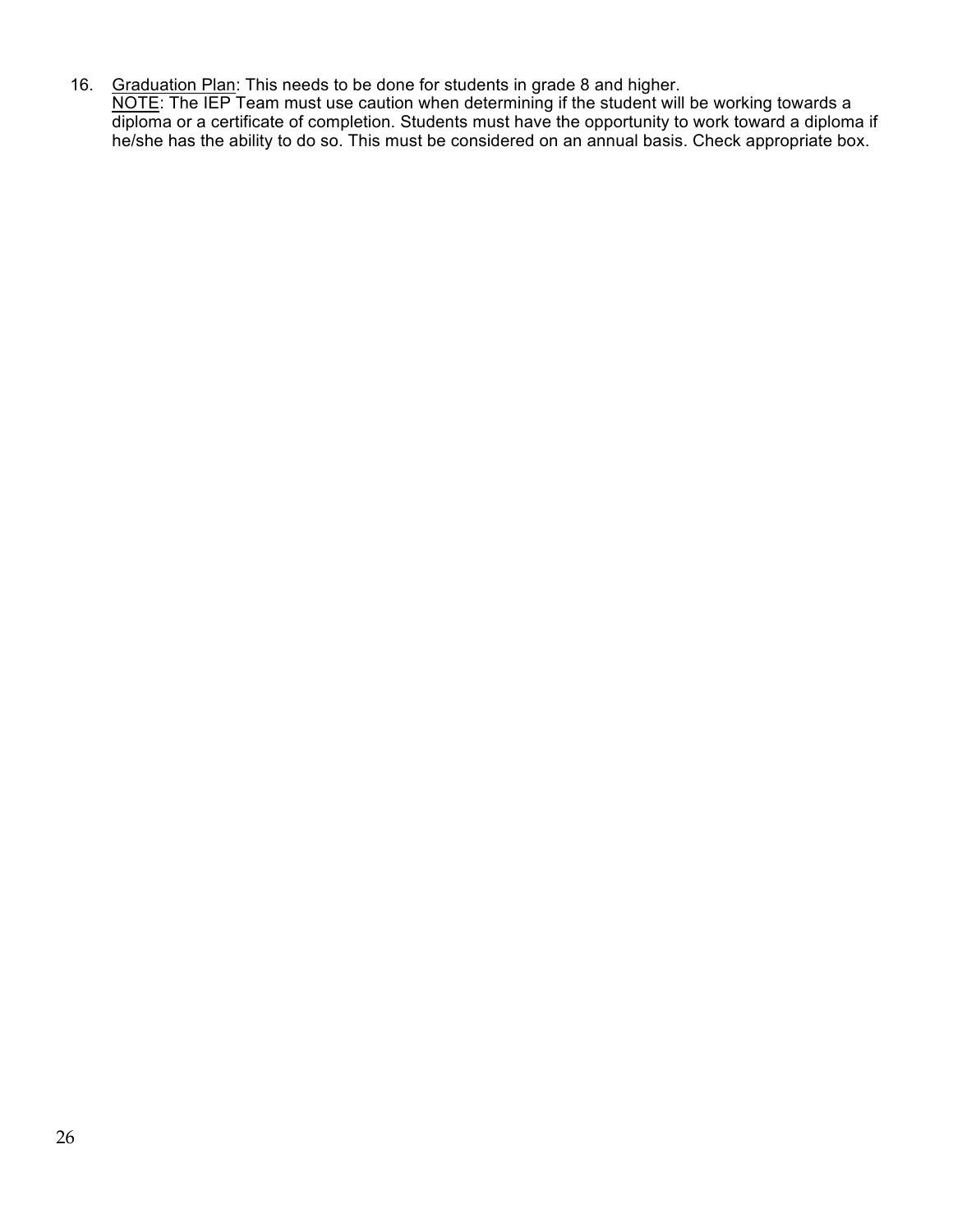16. Graduation Plan: This needs to be done for students in grade 8 and higher.
    NOTE: The IEP Team must use caution when determining if the student will be working towards a diploma or a certificate of completion. Students must have the opportunity to work toward a diploma if he/she has the ability to do so. This must be considered on an annual basis. Check appropriate box.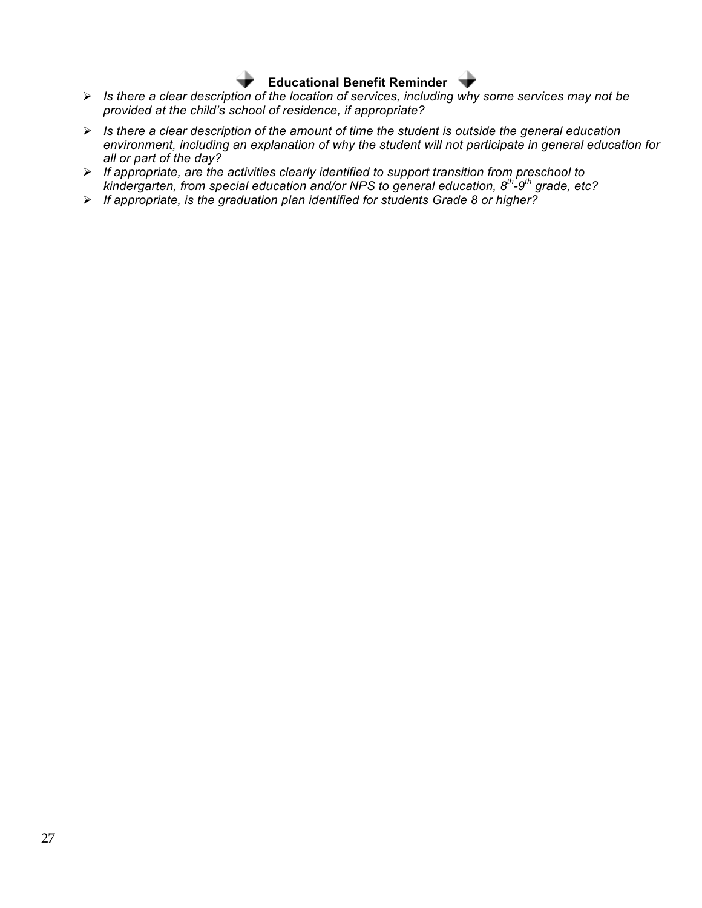**Educational Benefit Reminder**

- *Is there a clear description of the location of services, including why some services may not be provided at the child's school of residence, if appropriate?*
- *Is there a clear description of the amount of time the student is outside the general education environment, including an explanation of why the student will not participate in general education for all or part of the day?*
- *If appropriate, are the activities clearly identified to support transition from preschool to kindergarten, from special education and/or NPS to general education, $8^{th}$-$9^{th}$ grade, etc?*
- *If appropriate, is the graduation plan identified for students Grade 8 or higher?*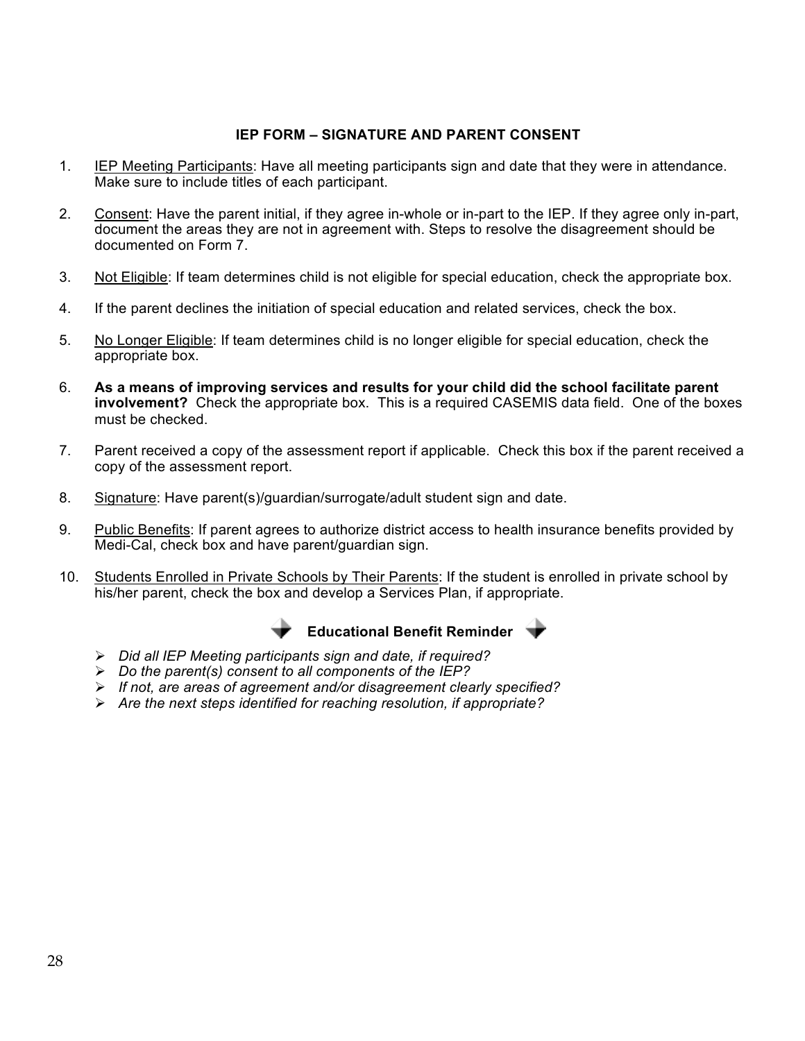## IEP FORM – SIGNATURE AND PARENT CONSENT

1. IEP Meeting Participants: Have all meeting participants sign and date that they were in attendance. Make sure to include titles of each participant.

2. Consent: Have the parent initial, if they agree in-whole or in-part to the IEP. If they agree only in-part, document the areas they are not in agreement with. Steps to resolve the disagreement should be documented on Form 7.

3. Not Eligible: If team determines child is not eligible for special education, check the appropriate box.

4. If the parent declines the initiation of special education and related services, check the box.

5. No Longer Eligible: If team determines child is no longer eligible for special education, check the appropriate box.

6. **As a means of improving services and results for your child did the school facilitate parent involvement?** Check the appropriate box. This is a required CASEMIS data field. One of the boxes must be checked.

7. Parent received a copy of the assessment report if applicable. Check this box if the parent received a copy of the assessment report.

8. Signature: Have parent(s)/guardian/surrogate/adult student sign and date.

9. Public Benefits: If parent agrees to authorize district access to health insurance benefits provided by Medi-Cal, check box and have parent/guardian sign.

10. Students Enrolled in Private Schools by Their Parents: If the student is enrolled in private school by his/her parent, check the box and develop a Services Plan, if appropriate.

### Educational Benefit Reminder

- *Did all IEP Meeting participants sign and date, if required?*
- *Do the parent(s) consent to all components of the IEP?*
- *If not, are areas of agreement and/or disagreement clearly specified?*
- *Are the next steps identified for reaching resolution, if appropriate?*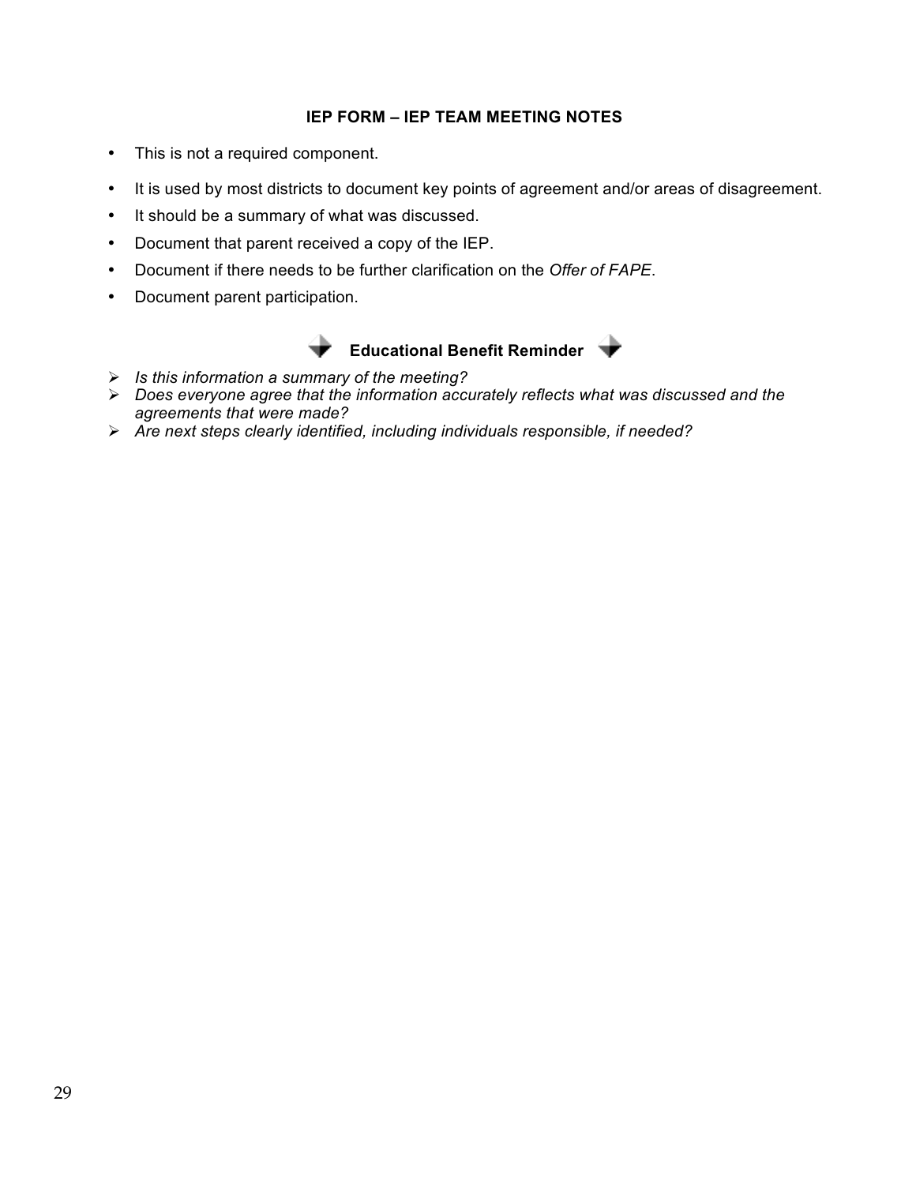## IEP FORM – IEP TEAM MEETING NOTES

- This is not a required component.
- It is used by most districts to document key points of agreement and/or areas of disagreement.
- It should be a summary of what was discussed.
- Document that parent received a copy of the IEP.
- Document if there needs to be further clarification on the *Offer of FAPE*.
- Document parent participation.

### Educational Benefit Reminder

- *Is this information a summary of the meeting?*
- *Does everyone agree that the information accurately reflects what was discussed and the agreements that were made?*
- *Are next steps clearly identified, including individuals responsible, if needed?*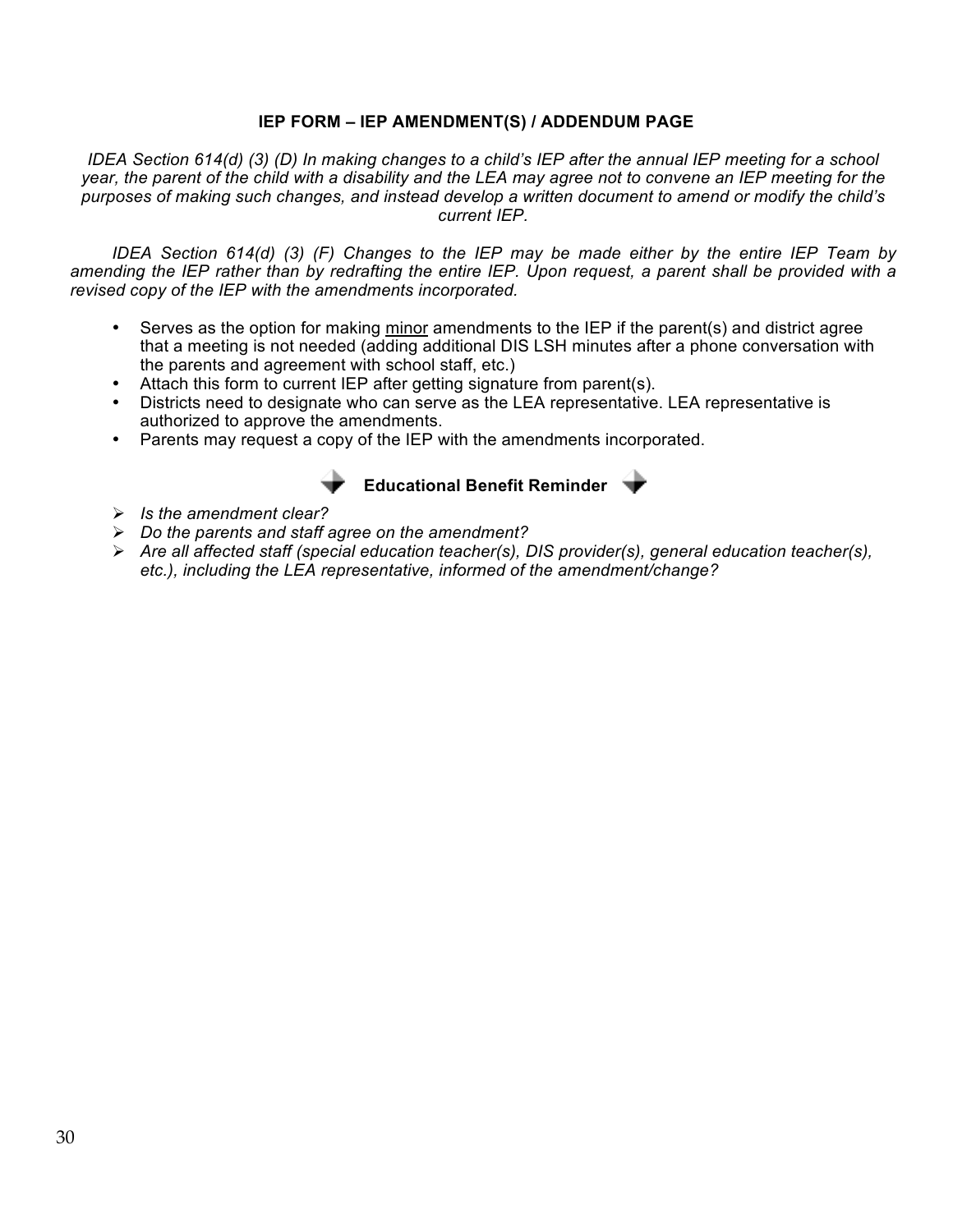## IEP FORM – IEP AMENDMENT(S) / ADDENDUM PAGE

*IDEA Section 614(d) (3) (D) In making changes to a child's IEP after the annual IEP meeting for a school year, the parent of the child with a disability and the LEA may agree not to convene an IEP meeting for the purposes of making such changes, and instead develop a written document to amend or modify the child's current IEP.*

*IDEA Section 614(d) (3) (F) Changes to the IEP may be made either by the entire IEP Team by amending the IEP rather than by redrafting the entire IEP. Upon request, a parent shall be provided with a revised copy of the IEP with the amendments incorporated.*

- Serves as the option for making <u>minor</u> amendments to the IEP if the parent(s) and district agree that a meeting is not needed (adding additional DIS LSH minutes after a phone conversation with the parents and agreement with school staff, etc.)
- Attach this form to current IEP after getting signature from parent(s).
- Districts need to designate who can serve as the LEA representative. LEA representative is authorized to approve the amendments.
- Parents may request a copy of the IEP with the amendments incorporated.

**Educational Benefit Reminder**

- *Is the amendment clear?*
- *Do the parents and staff agree on the amendment?*
- *Are all affected staff (special education teacher(s), DIS provider(s), general education teacher(s), etc.), including the LEA representative, informed of the amendment/change?*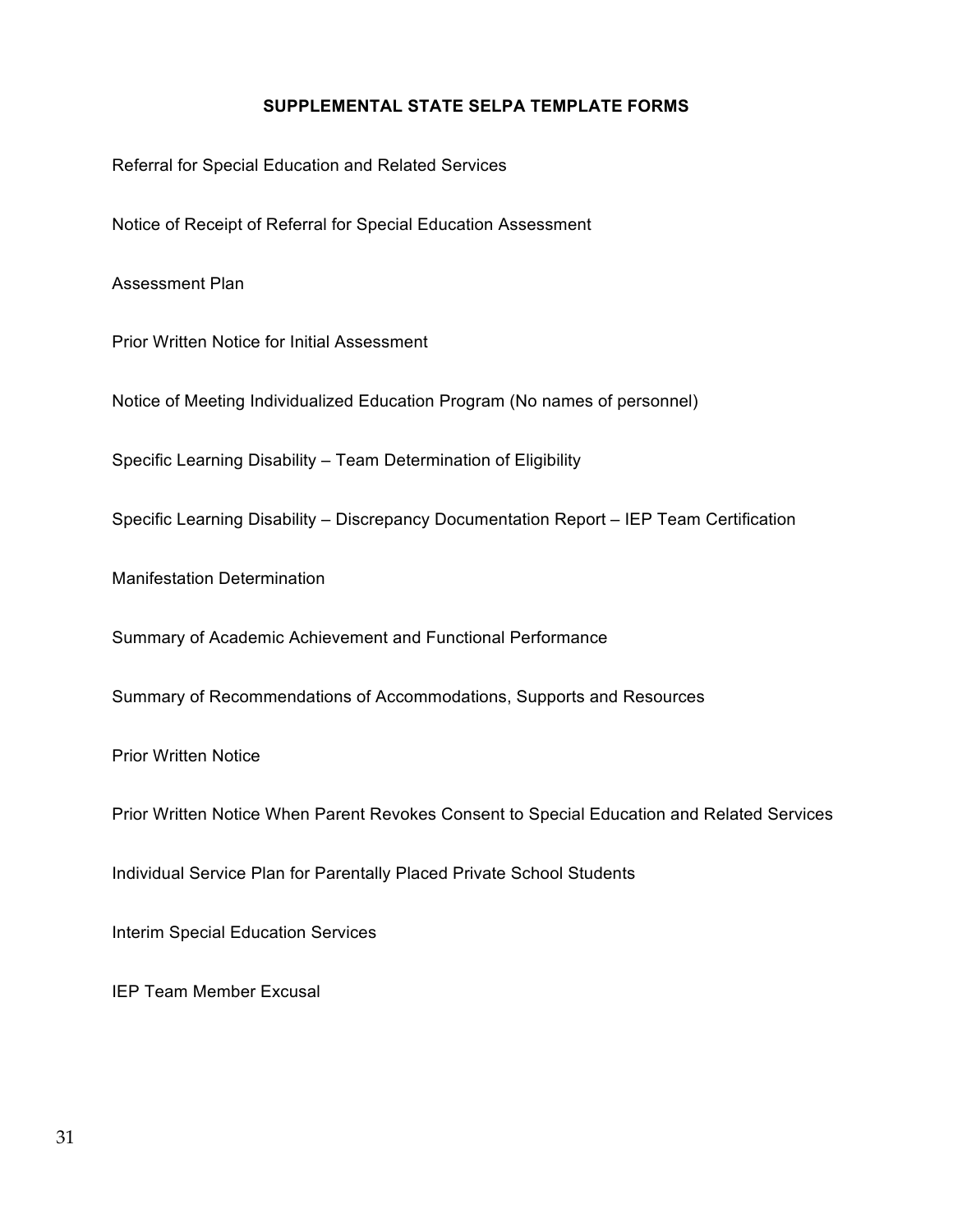## SUPPLEMENTAL STATE SELPA TEMPLATE FORMS

Referral for Special Education and Related Services

Notice of Receipt of Referral for Special Education Assessment

Assessment Plan

Prior Written Notice for Initial Assessment

Notice of Meeting Individualized Education Program (No names of personnel)

Specific Learning Disability – Team Determination of Eligibility

Specific Learning Disability – Discrepancy Documentation Report – IEP Team Certification

Manifestation Determination

Summary of Academic Achievement and Functional Performance

Summary of Recommendations of Accommodations, Supports and Resources

Prior Written Notice

Prior Written Notice When Parent Revokes Consent to Special Education and Related Services

Individual Service Plan for Parentally Placed Private School Students

Interim Special Education Services

IEP Team Member Excusal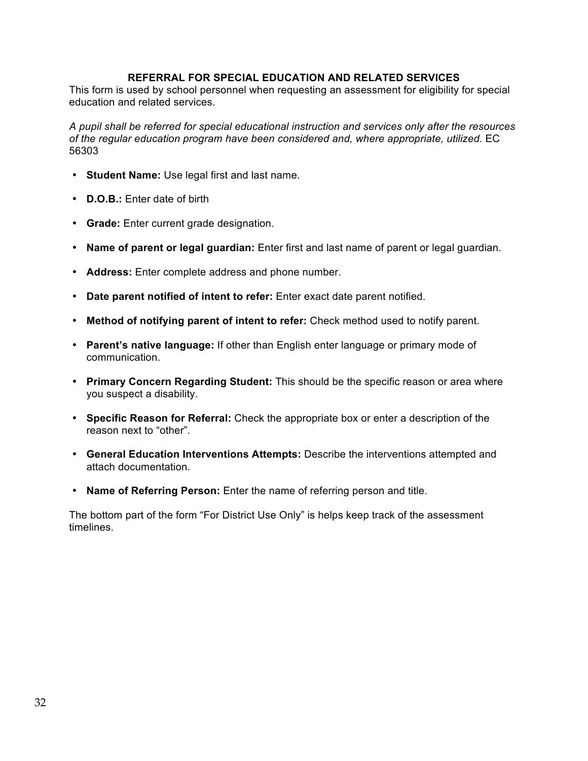## REFERRAL FOR SPECIAL EDUCATION AND RELATED SERVICES

This form is used by school personnel when requesting an assessment for eligibility for special education and related services.

*A pupil shall be referred for special educational instruction and services only after the resources of the regular education program have been considered and, where appropriate, utilized.* EC 56303

- **Student Name:** Use legal first and last name.
- **D.O.B.:** Enter date of birth
- **Grade:** Enter current grade designation.
- **Name of parent or legal guardian:** Enter first and last name of parent or legal guardian.
- **Address:** Enter complete address and phone number.
- **Date parent notified of intent to refer:** Enter exact date parent notified.
- **Method of notifying parent of intent to refer:** Check method used to notify parent.
- **Parent's native language:** If other than English enter language or primary mode of communication.
- **Primary Concern Regarding Student:** This should be the specific reason or area where you suspect a disability.
- **Specific Reason for Referral:** Check the appropriate box or enter a description of the reason next to "other".
- **General Education Interventions Attempts:** Describe the interventions attempted and attach documentation.
- **Name of Referring Person:** Enter the name of referring person and title.

The bottom part of the form "For District Use Only" is helps keep track of the assessment timelines.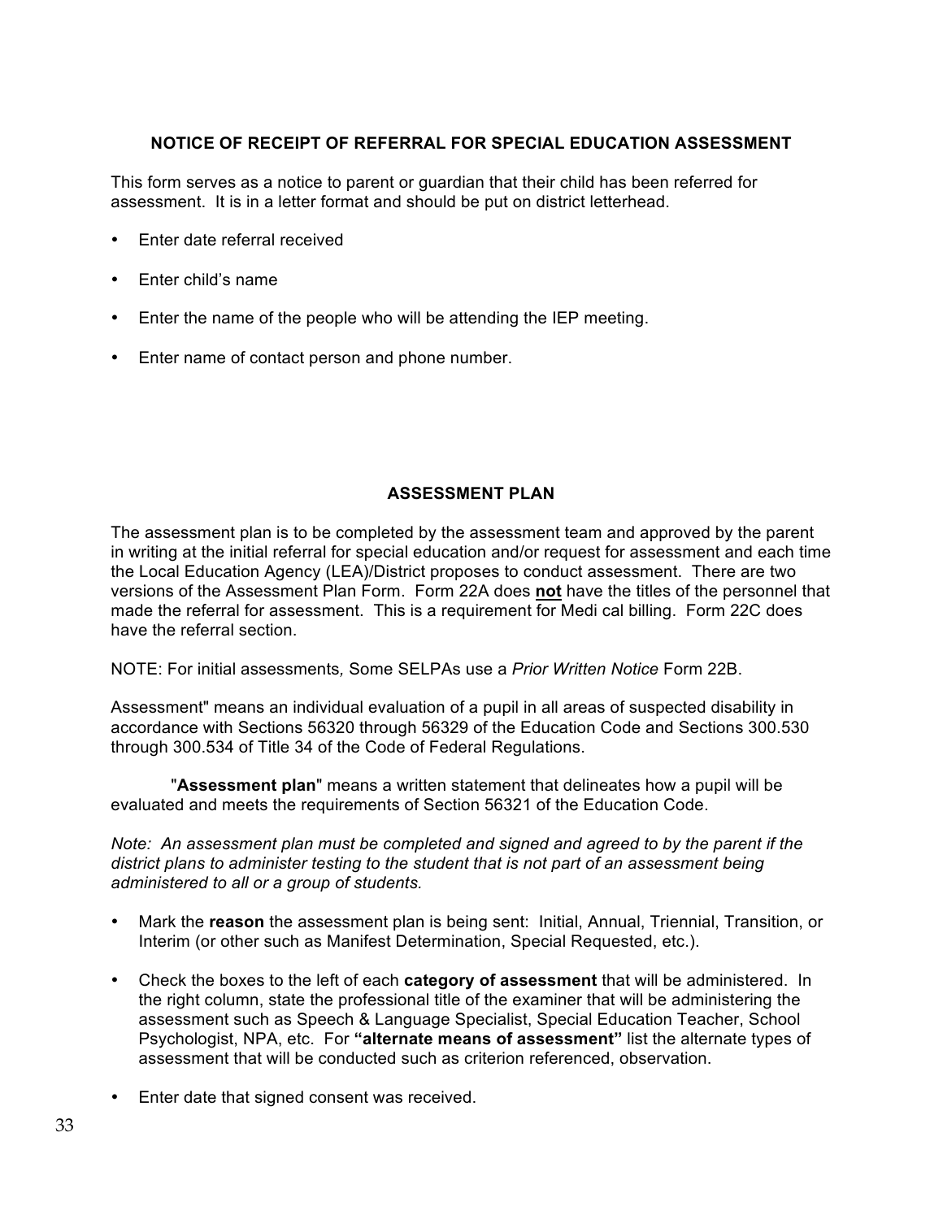## NOTICE OF RECEIPT OF REFERRAL FOR SPECIAL EDUCATION ASSESSMENT

This form serves as a notice to parent or guardian that their child has been referred for assessment. It is in a letter format and should be put on district letterhead.

- Enter date referral received
- Enter child's name
- Enter the name of the people who will be attending the IEP meeting.
- Enter name of contact person and phone number.

## ASSESSMENT PLAN

The assessment plan is to be completed by the assessment team and approved by the parent in writing at the initial referral for special education and/or request for assessment and each time the Local Education Agency (LEA)/District proposes to conduct assessment. There are two versions of the Assessment Plan Form. Form 22A does **not** have the titles of the personnel that made the referral for assessment. This is a requirement for Medi cal billing. Form 22C does have the referral section.

NOTE: For initial assessments*,* Some SELPAs use a *Prior Written Notice* Form 22B.

Assessment" means an individual evaluation of a pupil in all areas of suspected disability in accordance with Sections 56320 through 56329 of the Education Code and Sections 300.530 through 300.534 of Title 34 of the Code of Federal Regulations.

"**Assessment plan**" means a written statement that delineates how a pupil will be evaluated and meets the requirements of Section 56321 of the Education Code.

*Note: An assessment plan must be completed and signed and agreed to by the parent if the district plans to administer testing to the student that is not part of an assessment being administered to all or a group of students.*

- Mark the **reason** the assessment plan is being sent: Initial, Annual, Triennial, Transition, or Interim (or other such as Manifest Determination, Special Requested, etc.).
- Check the boxes to the left of each **category of assessment** that will be administered. In the right column, state the professional title of the examiner that will be administering the assessment such as Speech & Language Specialist, Special Education Teacher, School Psychologist, NPA, etc. For **"alternate means of assessment"** list the alternate types of assessment that will be conducted such as criterion referenced, observation.
- Enter date that signed consent was received.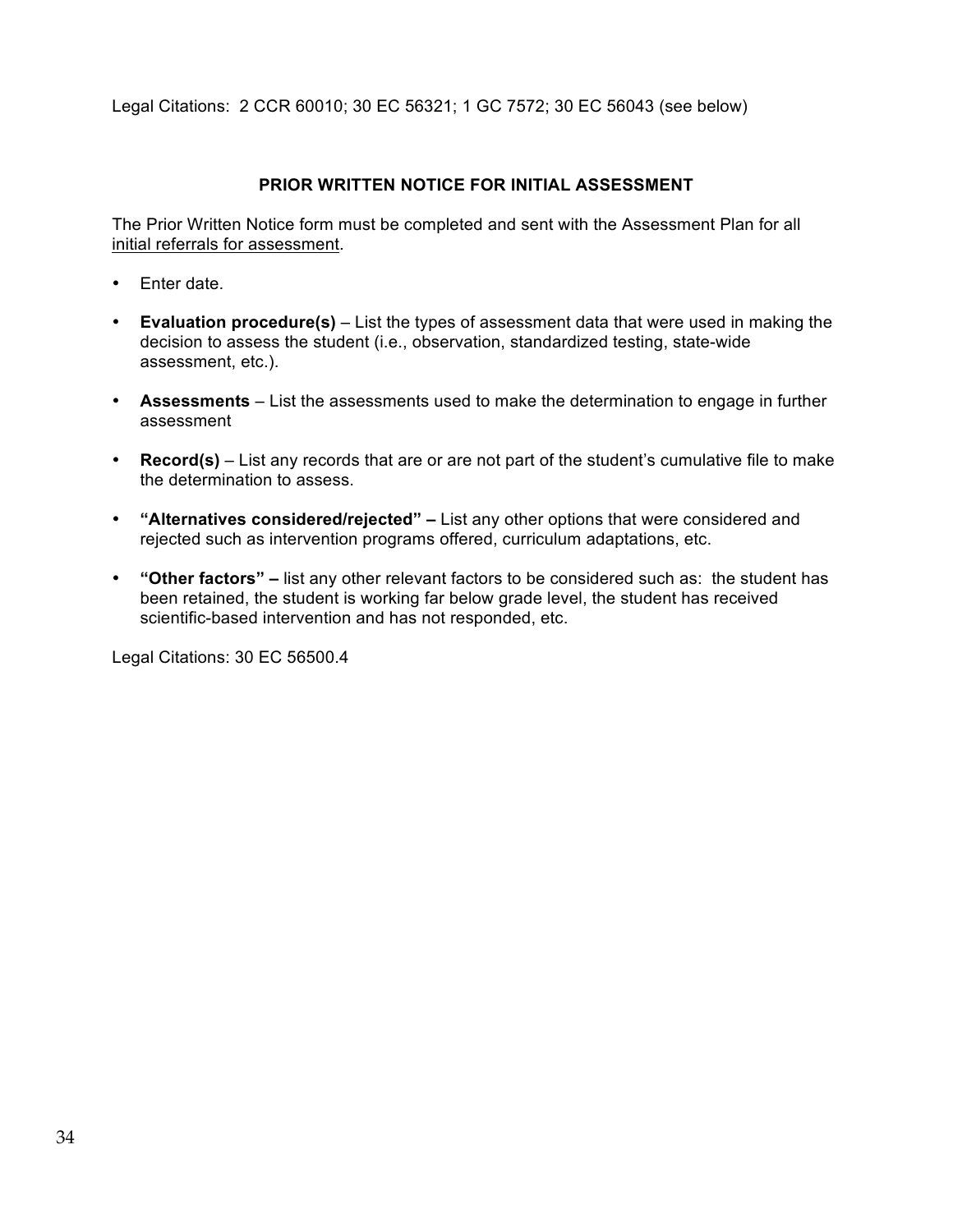Legal Citations: 2 CCR 60010; 30 EC 56321; 1 GC 7572; 30 EC 56043 (see below)

## PRIOR WRITTEN NOTICE FOR INITIAL ASSESSMENT

The Prior Written Notice form must be completed and sent with the Assessment Plan for all <u>initial referrals for assessment</u>.

- Enter date.
- **Evaluation procedure(s)** – List the types of assessment data that were used in making the decision to assess the student (i.e., observation, standardized testing, state-wide assessment, etc.).
- **Assessments** – List the assessments used to make the determination to engage in further assessment
- **Record(s)** – List any records that are or are not part of the student's cumulative file to make the determination to assess.
- **"Alternatives considered/rejected" –** List any other options that were considered and rejected such as intervention programs offered, curriculum adaptations, etc.
- **"Other factors" –** list any other relevant factors to be considered such as: the student has been retained, the student is working far below grade level, the student has received scientific-based intervention and has not responded, etc.

Legal Citations: 30 EC 56500.4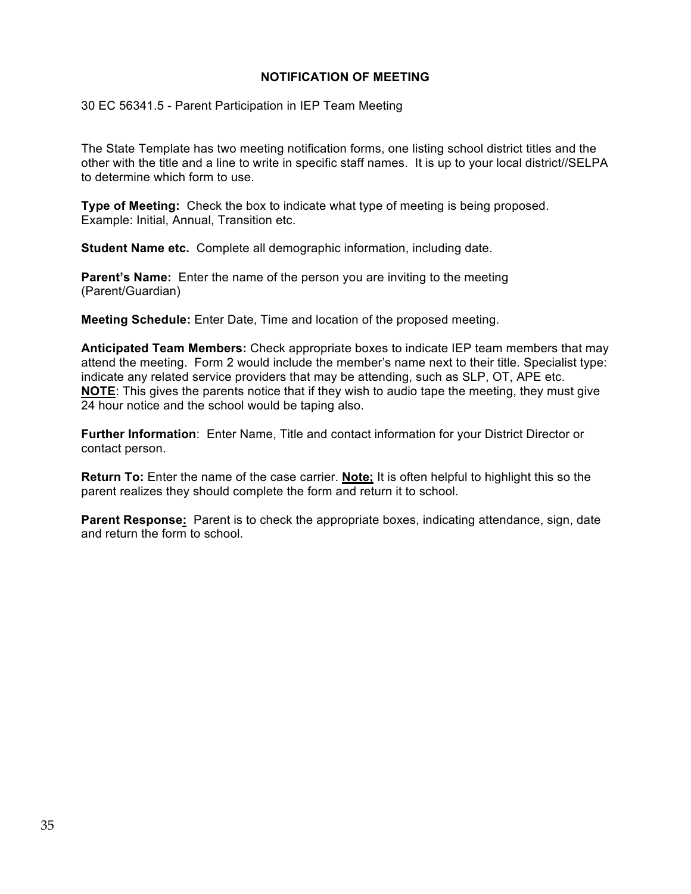## NOTIFICATION OF MEETING

30 EC 56341.5 - Parent Participation in IEP Team Meeting

The State Template has two meeting notification forms, one listing school district titles and the other with the title and a line to write in specific staff names. It is up to your local district//SELPA to determine which form to use.

**Type of Meeting:** Check the box to indicate what type of meeting is being proposed. Example: Initial, Annual, Transition etc.

**Student Name etc.** Complete all demographic information, including date.

**Parent's Name:** Enter the name of the person you are inviting to the meeting (Parent/Guardian)

**Meeting Schedule:** Enter Date, Time and location of the proposed meeting.

**Anticipated Team Members:** Check appropriate boxes to indicate IEP team members that may attend the meeting. Form 2 would include the member's name next to their title. Specialist type: indicate any related service providers that may be attending, such as SLP, OT, APE etc. **NOTE**: This gives the parents notice that if they wish to audio tape the meeting, they must give 24 hour notice and the school would be taping also.

**Further Information**: Enter Name, Title and contact information for your District Director or contact person.

**Return To:** Enter the name of the case carrier. **Note;** It is often helpful to highlight this so the parent realizes they should complete the form and return it to school.

**Parent Response:** Parent is to check the appropriate boxes, indicating attendance, sign, date and return the form to school.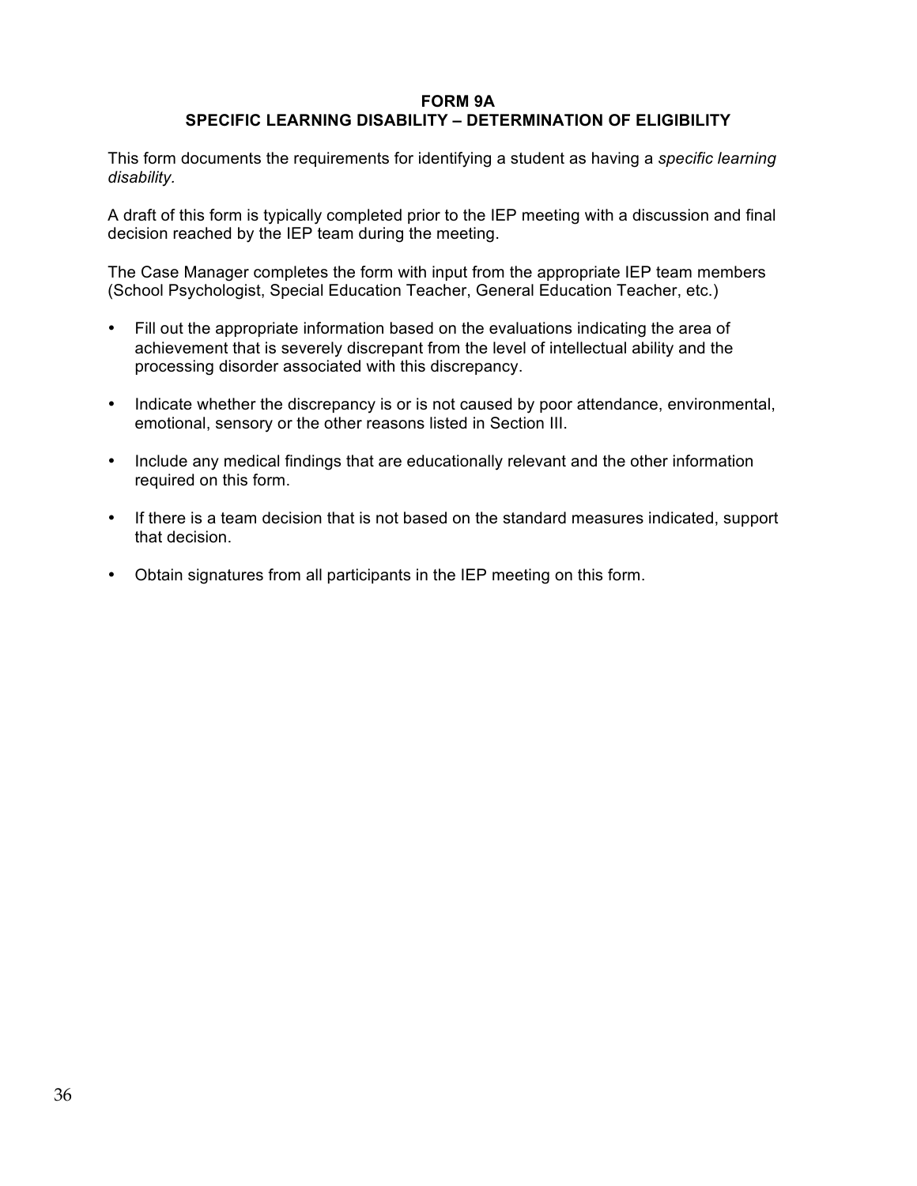# FORM 9A
## SPECIFIC LEARNING DISABILITY – DETERMINATION OF ELIGIBILITY

This form documents the requirements for identifying a student as having a *specific learning disability*.

A draft of this form is typically completed prior to the IEP meeting with a discussion and final decision reached by the IEP team during the meeting.

The Case Manager completes the form with input from the appropriate IEP team members (School Psychologist, Special Education Teacher, General Education Teacher, etc.)

- Fill out the appropriate information based on the evaluations indicating the area of achievement that is severely discrepant from the level of intellectual ability and the processing disorder associated with this discrepancy.
- Indicate whether the discrepancy is or is not caused by poor attendance, environmental, emotional, sensory or the other reasons listed in Section III.
- Include any medical findings that are educationally relevant and the other information required on this form.
- If there is a team decision that is not based on the standard measures indicated, support that decision.
- Obtain signatures from all participants in the IEP meeting on this form.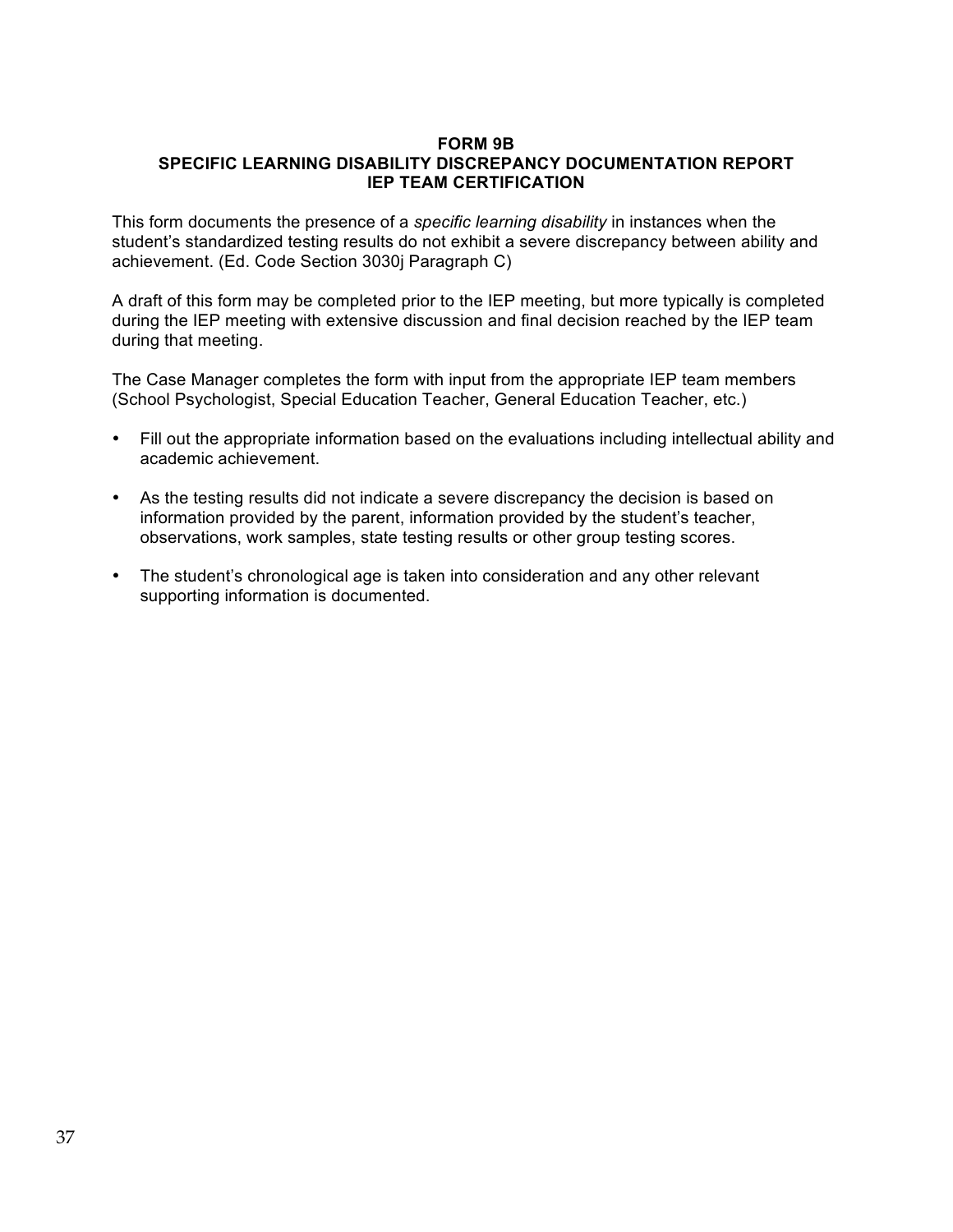**FORM 9B**
**SPECIFIC LEARNING DISABILITY DISCREPANCY DOCUMENTATION REPORT**
**IEP TEAM CERTIFICATION**

This form documents the presence of a *specific learning disability* in instances when the student's standardized testing results do not exhibit a severe discrepancy between ability and achievement. (Ed. Code Section 3030j Paragraph C)

A draft of this form may be completed prior to the IEP meeting, but more typically is completed during the IEP meeting with extensive discussion and final decision reached by the IEP team during that meeting.

The Case Manager completes the form with input from the appropriate IEP team members (School Psychologist, Special Education Teacher, General Education Teacher, etc.)

- Fill out the appropriate information based on the evaluations including intellectual ability and academic achievement.
- As the testing results did not indicate a severe discrepancy the decision is based on information provided by the parent, information provided by the student's teacher, observations, work samples, state testing results or other group testing scores.
- The student's chronological age is taken into consideration and any other relevant supporting information is documented.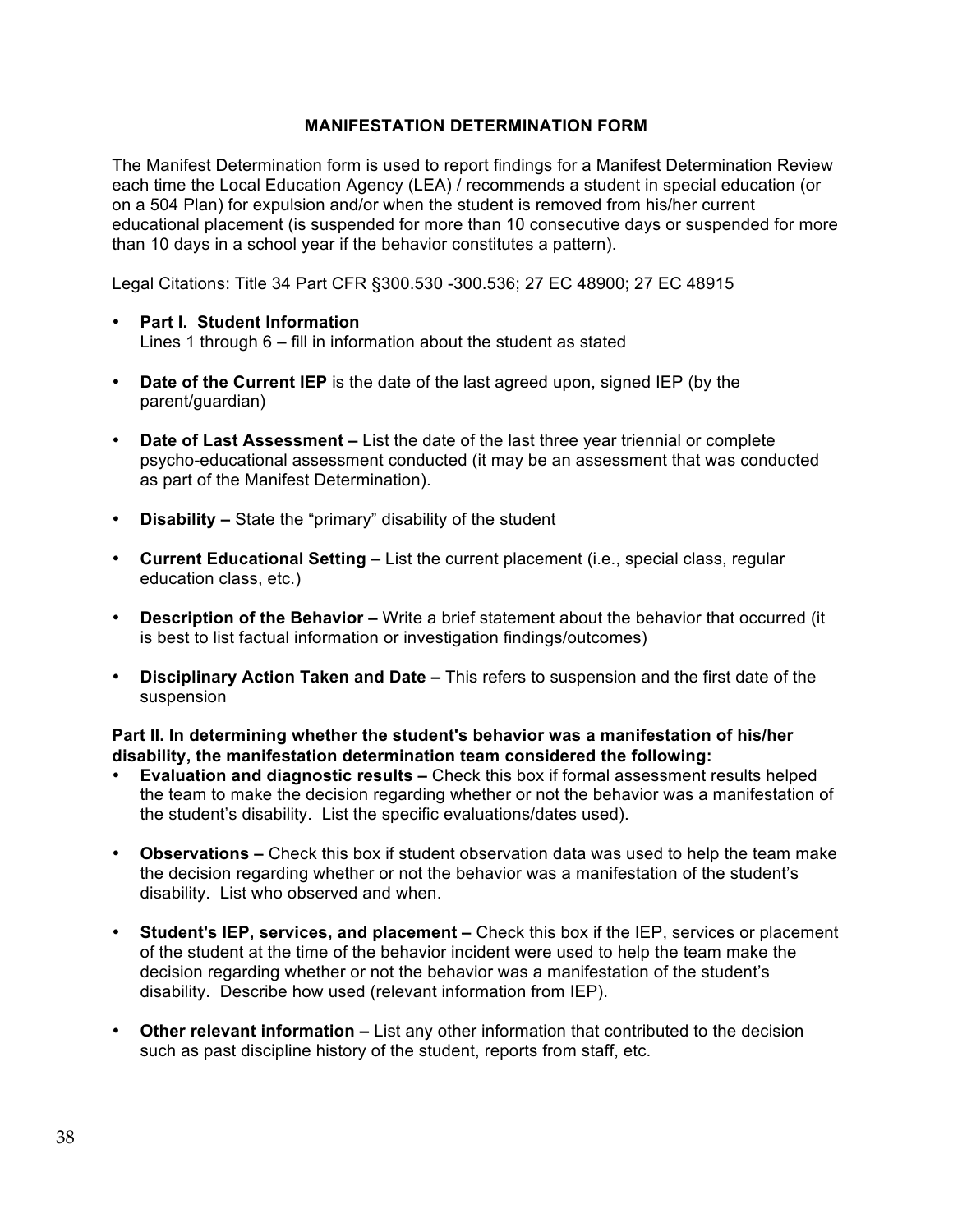## MANIFESTATION DETERMINATION FORM

The Manifest Determination form is used to report findings for a Manifest Determination Review each time the Local Education Agency (LEA) / recommends a student in special education (or on a 504 Plan) for expulsion and/or when the student is removed from his/her current educational placement (is suspended for more than 10 consecutive days or suspended for more than 10 days in a school year if the behavior constitutes a pattern).

Legal Citations: Title 34 Part CFR §300.530 -300.536; 27 EC 48900; 27 EC 48915

- **Part I. Student Information**
  Lines 1 through 6 – fill in information about the student as stated

- **Date of the Current IEP** is the date of the last agreed upon, signed IEP (by the parent/guardian)

- **Date of Last Assessment –** List the date of the last three year triennial or complete psycho-educational assessment conducted (it may be an assessment that was conducted as part of the Manifest Determination).

- **Disability –** State the "primary" disability of the student

- **Current Educational Setting** – List the current placement (i.e., special class, regular education class, etc.)

- **Description of the Behavior –** Write a brief statement about the behavior that occurred (it is best to list factual information or investigation findings/outcomes)

- **Disciplinary Action Taken and Date –** This refers to suspension and the first date of the suspension

**Part II. In determining whether the student's behavior was a manifestation of his/her disability, the manifestation determination team considered the following:**

- **Evaluation and diagnostic results –** Check this box if formal assessment results helped the team to make the decision regarding whether or not the behavior was a manifestation of the student's disability. List the specific evaluations/dates used).

- **Observations –** Check this box if student observation data was used to help the team make the decision regarding whether or not the behavior was a manifestation of the student's disability. List who observed and when.

- **Student's IEP, services, and placement –** Check this box if the IEP, services or placement of the student at the time of the behavior incident were used to help the team make the decision regarding whether or not the behavior was a manifestation of the student's disability. Describe how used (relevant information from IEP).

- **Other relevant information –** List any other information that contributed to the decision such as past discipline history of the student, reports from staff, etc.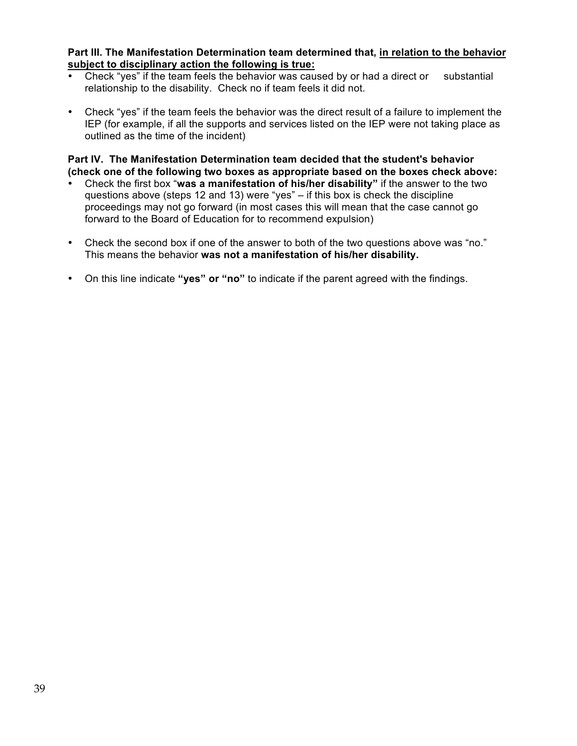**Part III. The Manifestation Determination team determined that, <u>in relation to the behavior subject to disciplinary action the following is true:</u>**

- Check "yes" if the team feels the behavior was caused by or had a direct or substantial relationship to the disability. Check no if team feels it did not.
- Check "yes" if the team feels the behavior was the direct result of a failure to implement the IEP (for example, if all the supports and services listed on the IEP were not taking place as outlined as the time of the incident)

**Part IV. The Manifestation Determination team decided that the student's behavior (check one of the following two boxes as appropriate based on the boxes check above:**

- Check the first box "**was a manifestation of his/her disability"** if the answer to the two questions above (steps 12 and 13) were "yes" – if this box is check the discipline proceedings may not go forward (in most cases this will mean that the case cannot go forward to the Board of Education for to recommend expulsion)
- Check the second box if one of the answer to both of the two questions above was "no." This means the behavior **was not a manifestation of his/her disability.**
- On this line indicate **"yes" or "no"** to indicate if the parent agreed with the findings.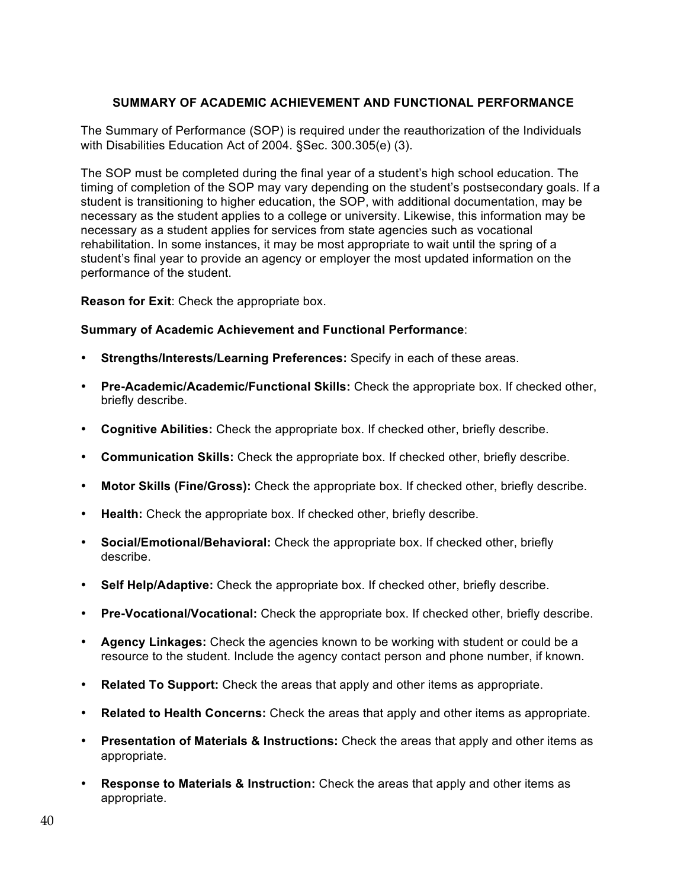## SUMMARY OF ACADEMIC ACHIEVEMENT AND FUNCTIONAL PERFORMANCE

The Summary of Performance (SOP) is required under the reauthorization of the Individuals with Disabilities Education Act of 2004. §Sec. 300.305(e) (3).

The SOP must be completed during the final year of a student's high school education. The timing of completion of the SOP may vary depending on the student's postsecondary goals. If a student is transitioning to higher education, the SOP, with additional documentation, may be necessary as the student applies to a college or university. Likewise, this information may be necessary as a student applies for services from state agencies such as vocational rehabilitation. In some instances, it may be most appropriate to wait until the spring of a student's final year to provide an agency or employer the most updated information on the performance of the student.

**Reason for Exit**: Check the appropriate box.

**Summary of Academic Achievement and Functional Performance**:

- **Strengths/Interests/Learning Preferences:** Specify in each of these areas.
- **Pre-Academic/Academic/Functional Skills:** Check the appropriate box. If checked other, briefly describe.
- **Cognitive Abilities:** Check the appropriate box. If checked other, briefly describe.
- **Communication Skills:** Check the appropriate box. If checked other, briefly describe.
- **Motor Skills (Fine/Gross):** Check the appropriate box. If checked other, briefly describe.
- **Health:** Check the appropriate box. If checked other, briefly describe.
- **Social/Emotional/Behavioral:** Check the appropriate box. If checked other, briefly describe.
- **Self Help/Adaptive:** Check the appropriate box. If checked other, briefly describe.
- **Pre-Vocational/Vocational:** Check the appropriate box. If checked other, briefly describe.
- **Agency Linkages:** Check the agencies known to be working with student or could be a resource to the student. Include the agency contact person and phone number, if known.
- **Related To Support:** Check the areas that apply and other items as appropriate.
- **Related to Health Concerns:** Check the areas that apply and other items as appropriate.
- **Presentation of Materials & Instructions:** Check the areas that apply and other items as appropriate.
- **Response to Materials & Instruction:** Check the areas that apply and other items as appropriate.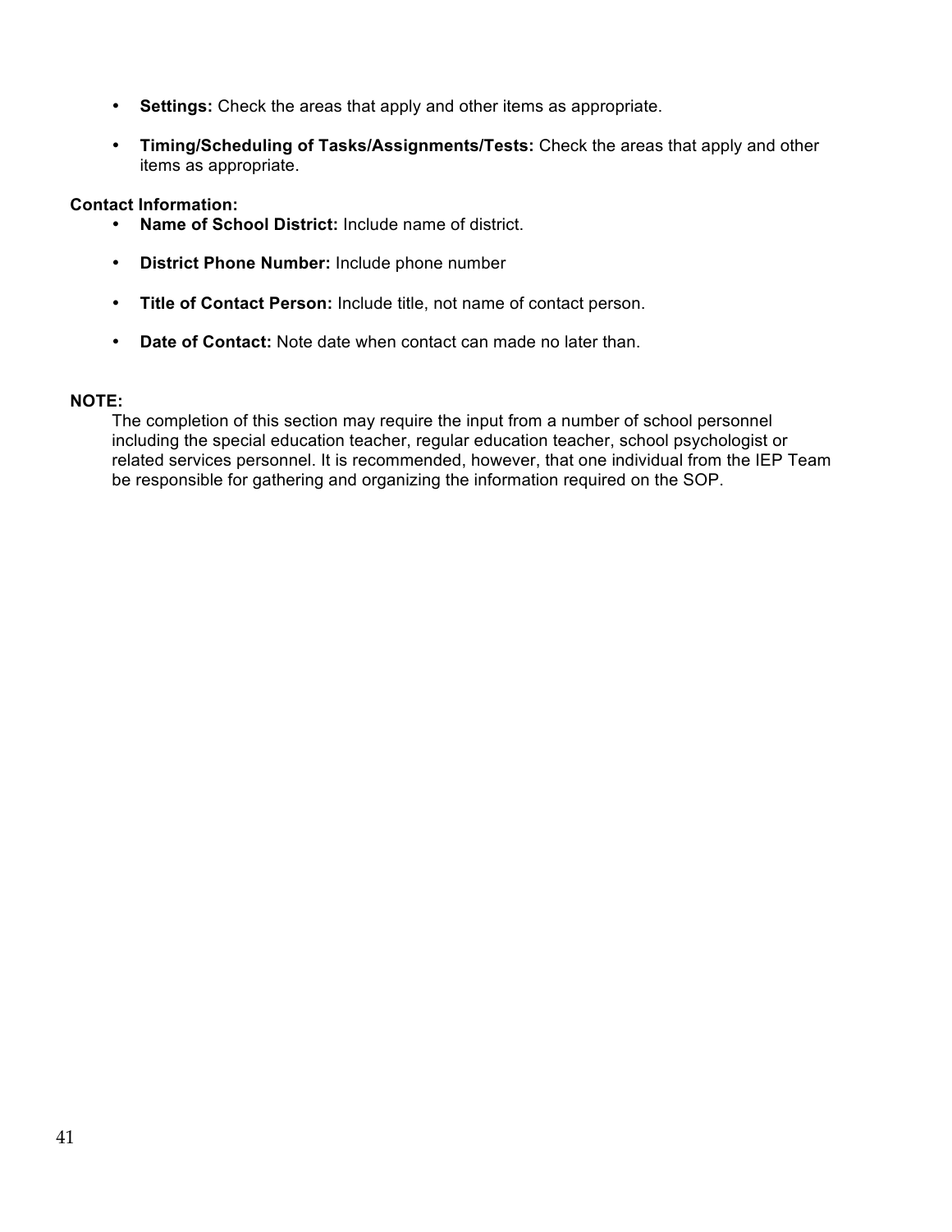- **Settings:** Check the areas that apply and other items as appropriate.

- **Timing/Scheduling of Tasks/Assignments/Tests:** Check the areas that apply and other items as appropriate.

**Contact Information:**

- **Name of School District:** Include name of district.

- **District Phone Number:** Include phone number

- **Title of Contact Person:** Include title, not name of contact person.

- **Date of Contact:** Note date when contact can made no later than.

**NOTE:**

The completion of this section may require the input from a number of school personnel including the special education teacher, regular education teacher, school psychologist or related services personnel. It is recommended, however, that one individual from the IEP Team be responsible for gathering and organizing the information required on the SOP.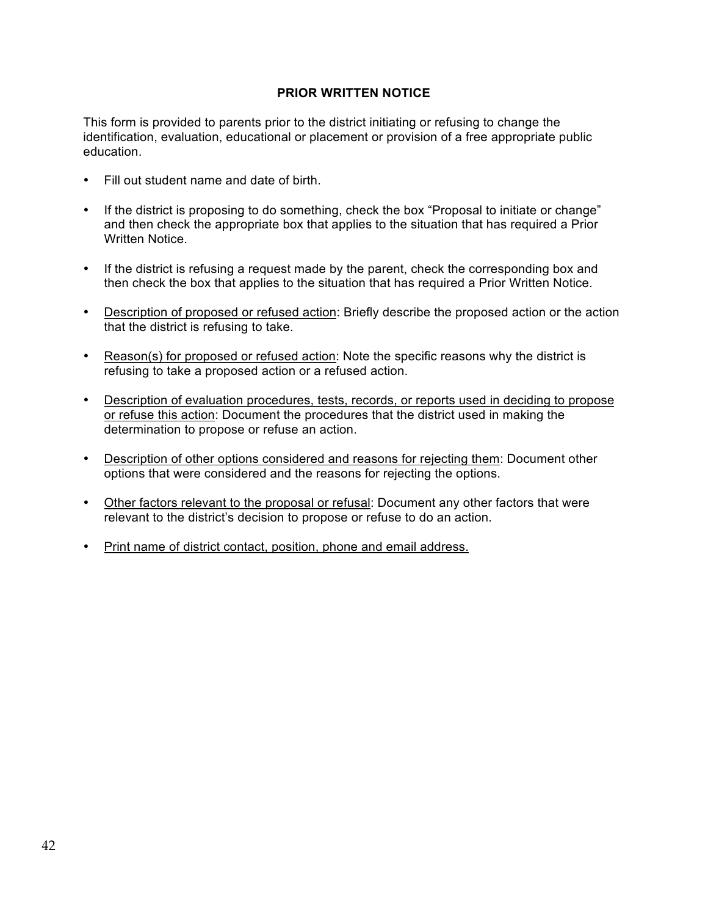# PRIOR WRITTEN NOTICE

This form is provided to parents prior to the district initiating or refusing to change the identification, evaluation, educational or placement or provision of a free appropriate public education.

- Fill out student name and date of birth.
- If the district is proposing to do something, check the box "Proposal to initiate or change" and then check the appropriate box that applies to the situation that has required a Prior Written Notice.
- If the district is refusing a request made by the parent, check the corresponding box and then check the box that applies to the situation that has required a Prior Written Notice.
- <u>Description of proposed or refused action</u>: Briefly describe the proposed action or the action that the district is refusing to take.
- <u>Reason(s) for proposed or refused action</u>: Note the specific reasons why the district is refusing to take a proposed action or a refused action.
- <u>Description of evaluation procedures, tests, records, or reports used in deciding to propose or refuse this action</u>: Document the procedures that the district used in making the determination to propose or refuse an action.
- <u>Description of other options considered and reasons for rejecting them</u>: Document other options that were considered and the reasons for rejecting the options.
- <u>Other factors relevant to the proposal or refusal</u>: Document any other factors that were relevant to the district's decision to propose or refuse to do an action.
- <u>Print name of district contact, position, phone and email address.</u>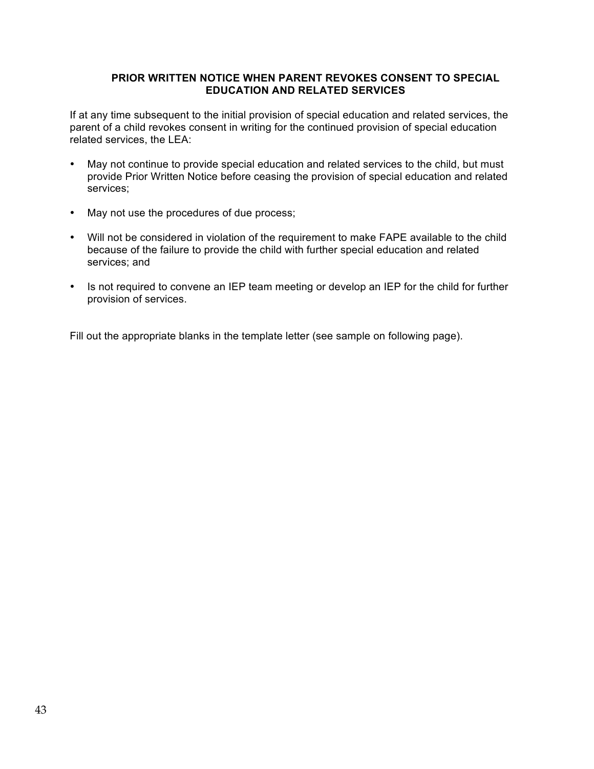## PRIOR WRITTEN NOTICE WHEN PARENT REVOKES CONSENT TO SPECIAL EDUCATION AND RELATED SERVICES

If at any time subsequent to the initial provision of special education and related services, the parent of a child revokes consent in writing for the continued provision of special education related services, the LEA:

- May not continue to provide special education and related services to the child, but must provide Prior Written Notice before ceasing the provision of special education and related services;
- May not use the procedures of due process;
- Will not be considered in violation of the requirement to make FAPE available to the child because of the failure to provide the child with further special education and related services; and
- Is not required to convene an IEP team meeting or develop an IEP for the child for further provision of services.

Fill out the appropriate blanks in the template letter (see sample on following page).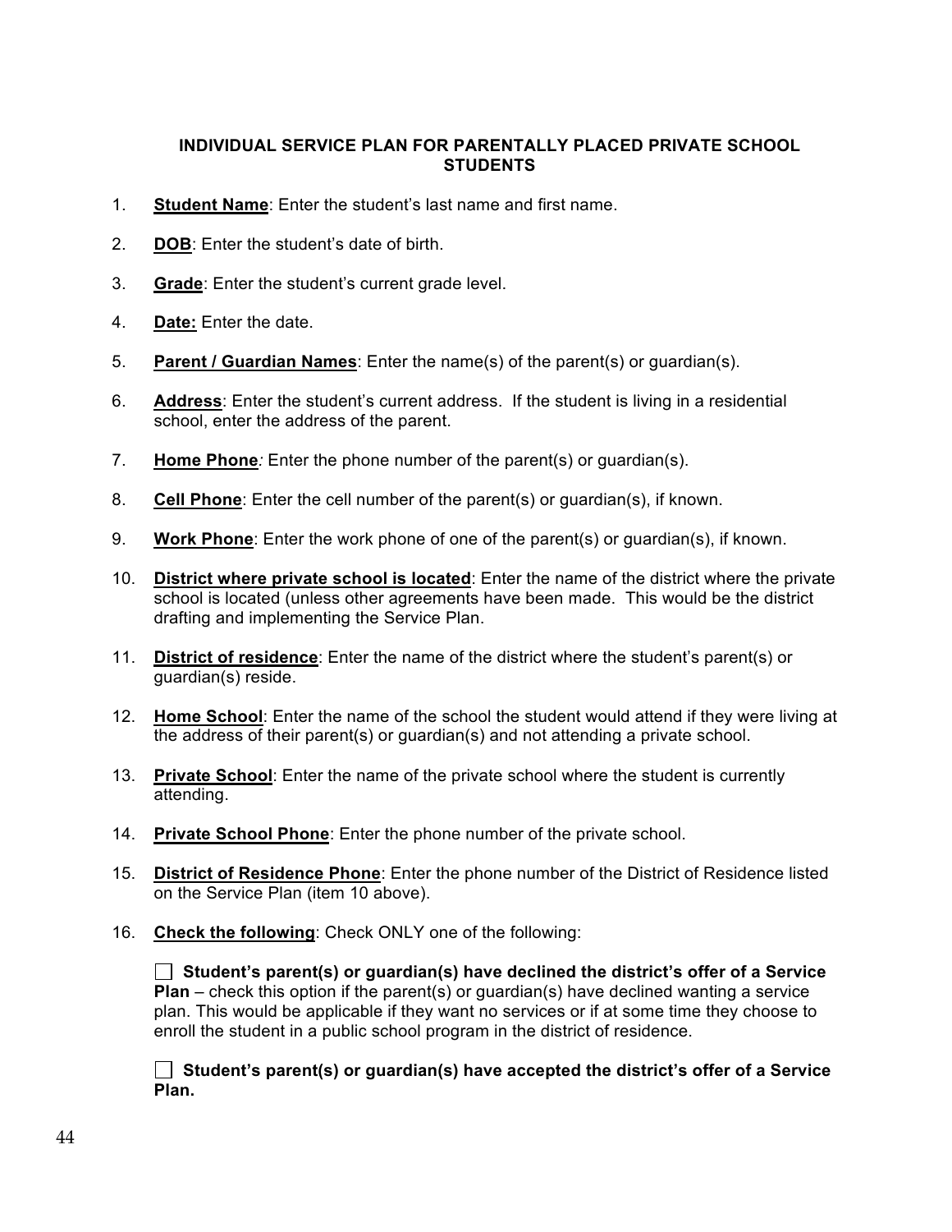# INDIVIDUAL SERVICE PLAN FOR PARENTALLY PLACED PRIVATE SCHOOL STUDENTS

1. **Student Name**: Enter the student's last name and first name.

2. **DOB**: Enter the student's date of birth.

3. **Grade**: Enter the student's current grade level.

4. **Date:** Enter the date.

5. **Parent / Guardian Names**: Enter the name(s) of the parent(s) or guardian(s).

6. **Address**: Enter the student's current address. If the student is living in a residential school, enter the address of the parent.

7. **Home Phone***:* Enter the phone number of the parent(s) or guardian(s).

8. **Cell Phone**: Enter the cell number of the parent(s) or guardian(s), if known.

9. **Work Phone**: Enter the work phone of one of the parent(s) or guardian(s), if known.

10. **District where private school is located**: Enter the name of the district where the private school is located (unless other agreements have been made. This would be the district drafting and implementing the Service Plan.

11. **District of residence**: Enter the name of the district where the student's parent(s) or guardian(s) reside.

12. **Home School**: Enter the name of the school the student would attend if they were living at the address of their parent(s) or guardian(s) and not attending a private school.

13. **Private School**: Enter the name of the private school where the student is currently attending.

14. **Private School Phone**: Enter the phone number of the private school.

15. **District of Residence Phone**: Enter the phone number of the District of Residence listed on the Service Plan (item 10 above).

16. **Check the following**: Check ONLY one of the following:

    ☐ **Student's parent(s) or guardian(s) have declined the district's offer of a Service Plan** – check this option if the parent(s) or guardian(s) have declined wanting a service plan. This would be applicable if they want no services or if at some time they choose to enroll the student in a public school program in the district of residence.

    ☐ **Student's parent(s) or guardian(s) have accepted the district's offer of a Service Plan.**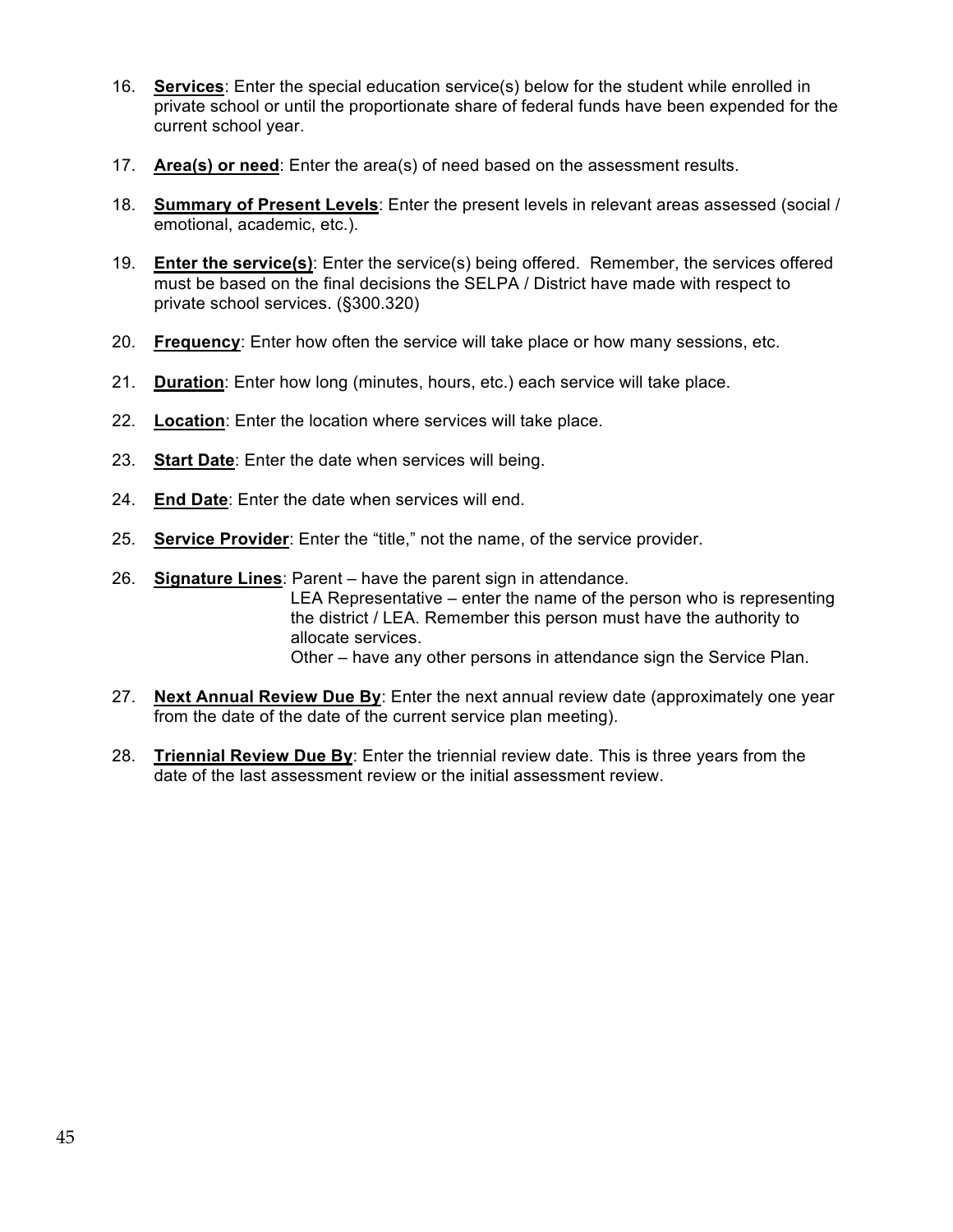16. **Services**: Enter the special education service(s) below for the student while enrolled in private school or until the proportionate share of federal funds have been expended for the current school year.

17. **Area(s) or need**: Enter the area(s) of need based on the assessment results.

18. **Summary of Present Levels**: Enter the present levels in relevant areas assessed (social / emotional, academic, etc.).

19. **Enter the service(s)**: Enter the service(s) being offered. Remember, the services offered must be based on the final decisions the SELPA / District have made with respect to private school services. (§300.320)

20. **Frequency**: Enter how often the service will take place or how many sessions, etc.

21. **Duration**: Enter how long (minutes, hours, etc.) each service will take place.

22. **Location**: Enter the location where services will take place.

23. **Start Date**: Enter the date when services will being.

24. **End Date**: Enter the date when services will end.

25. **Service Provider**: Enter the "title," not the name, of the service provider.

26. **Signature Lines**: Parent – have the parent sign in attendance.
    LEA Representative – enter the name of the person who is representing the district / LEA. Remember this person must have the authority to allocate services.
    Other – have any other persons in attendance sign the Service Plan.

27. **Next Annual Review Due By**: Enter the next annual review date (approximately one year from the date of the date of the current service plan meeting).

28. **Triennial Review Due By**: Enter the triennial review date. This is three years from the date of the last assessment review or the initial assessment review.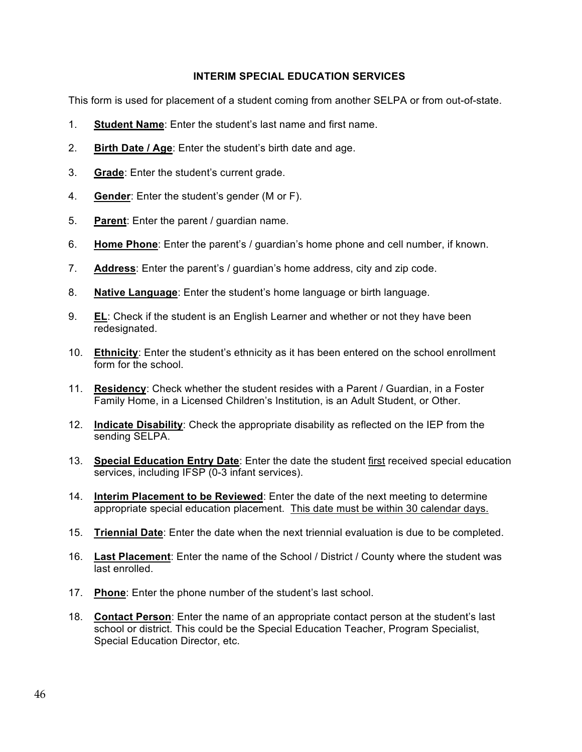## INTERIM SPECIAL EDUCATION SERVICES

This form is used for placement of a student coming from another SELPA or from out-of-state.

1. **Student Name**: Enter the student's last name and first name.

2. **Birth Date / Age**: Enter the student's birth date and age.

3. **Grade**: Enter the student's current grade.

4. **Gender**: Enter the student's gender (M or F).

5. **Parent**: Enter the parent / guardian name.

6. **Home Phone**: Enter the parent's / guardian's home phone and cell number, if known.

7. **Address**: Enter the parent's / guardian's home address, city and zip code.

8. **Native Language**: Enter the student's home language or birth language.

9. **EL**: Check if the student is an English Learner and whether or not they have been redesignated.

10. **Ethnicity**: Enter the student's ethnicity as it has been entered on the school enrollment form for the school.

11. **Residency**: Check whether the student resides with a Parent / Guardian, in a Foster Family Home, in a Licensed Children's Institution, is an Adult Student, or Other.

12. **Indicate Disability**: Check the appropriate disability as reflected on the IEP from the sending SELPA.

13. **Special Education Entry Date**: Enter the date the student first received special education services, including IFSP (0-3 infant services).

14. **Interim Placement to be Reviewed**: Enter the date of the next meeting to determine appropriate special education placement. This date must be within 30 calendar days.

15. **Triennial Date**: Enter the date when the next triennial evaluation is due to be completed.

16. **Last Placement**: Enter the name of the School / District / County where the student was last enrolled.

17. **Phone**: Enter the phone number of the student's last school.

18. **Contact Person**: Enter the name of an appropriate contact person at the student's last school or district. This could be the Special Education Teacher, Program Specialist, Special Education Director, etc.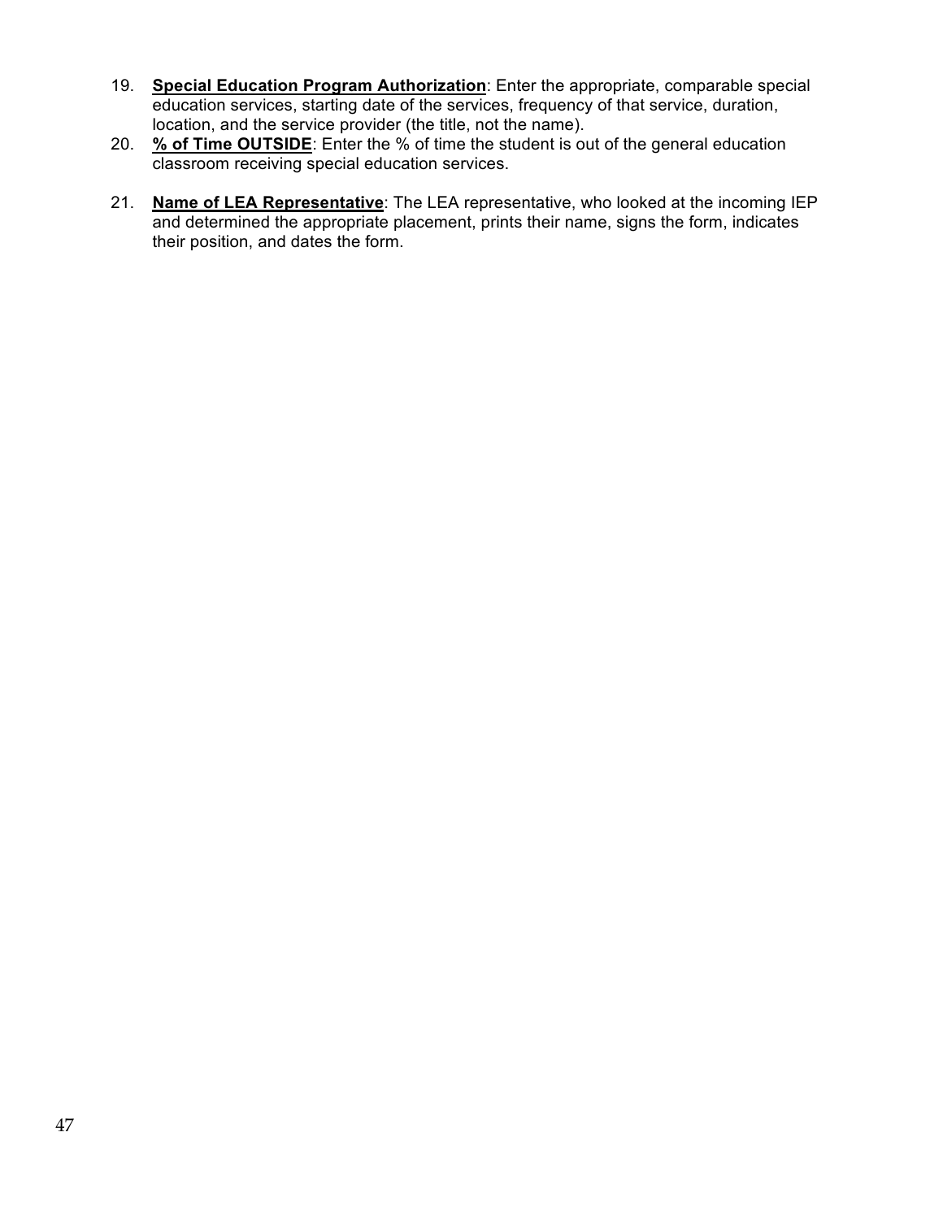19. **<u>Special Education Program Authorization</u>**: Enter the appropriate, comparable special education services, starting date of the services, frequency of that service, duration, location, and the service provider (the title, not the name).
20. **<u>% of Time OUTSIDE</u>**: Enter the % of time the student is out of the general education classroom receiving special education services.
21. **<u>Name of LEA Representative</u>**: The LEA representative, who looked at the incoming IEP and determined the appropriate placement, prints their name, signs the form, indicates their position, and dates the form.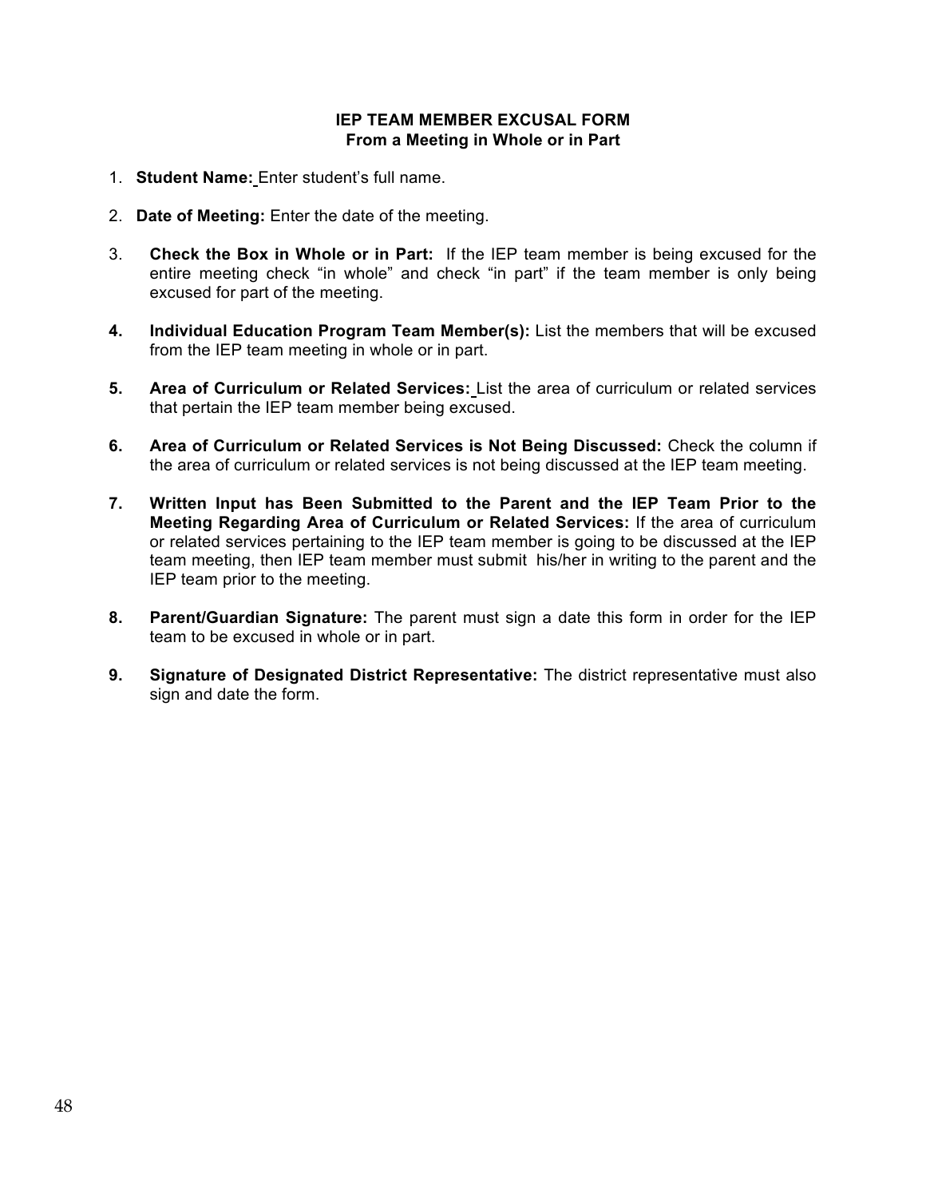**IEP TEAM MEMBER EXCUSAL FORM**
**From a Meeting in Whole or in Part**

1. **Student Name:** Enter student's full name.

2. **Date of Meeting:** Enter the date of the meeting.

3. **Check the Box in Whole or in Part:** If the IEP team member is being excused for the entire meeting check "in whole" and check "in part" if the team member is only being excused for part of the meeting.

4. **Individual Education Program Team Member(s):** List the members that will be excused from the IEP team meeting in whole or in part.

5. **Area of Curriculum or Related Services:** List the area of curriculum or related services that pertain the IEP team member being excused.

6. **Area of Curriculum or Related Services is Not Being Discussed:** Check the column if the area of curriculum or related services is not being discussed at the IEP team meeting.

7. **Written Input has Been Submitted to the Parent and the IEP Team Prior to the Meeting Regarding Area of Curriculum or Related Services:** If the area of curriculum or related services pertaining to the IEP team member is going to be discussed at the IEP team meeting, then IEP team member must submit his/her in writing to the parent and the IEP team prior to the meeting.

8. **Parent/Guardian Signature:** The parent must sign a date this form in order for the IEP team to be excused in whole or in part.

9. **Signature of Designated District Representative:** The district representative must also sign and date the form.